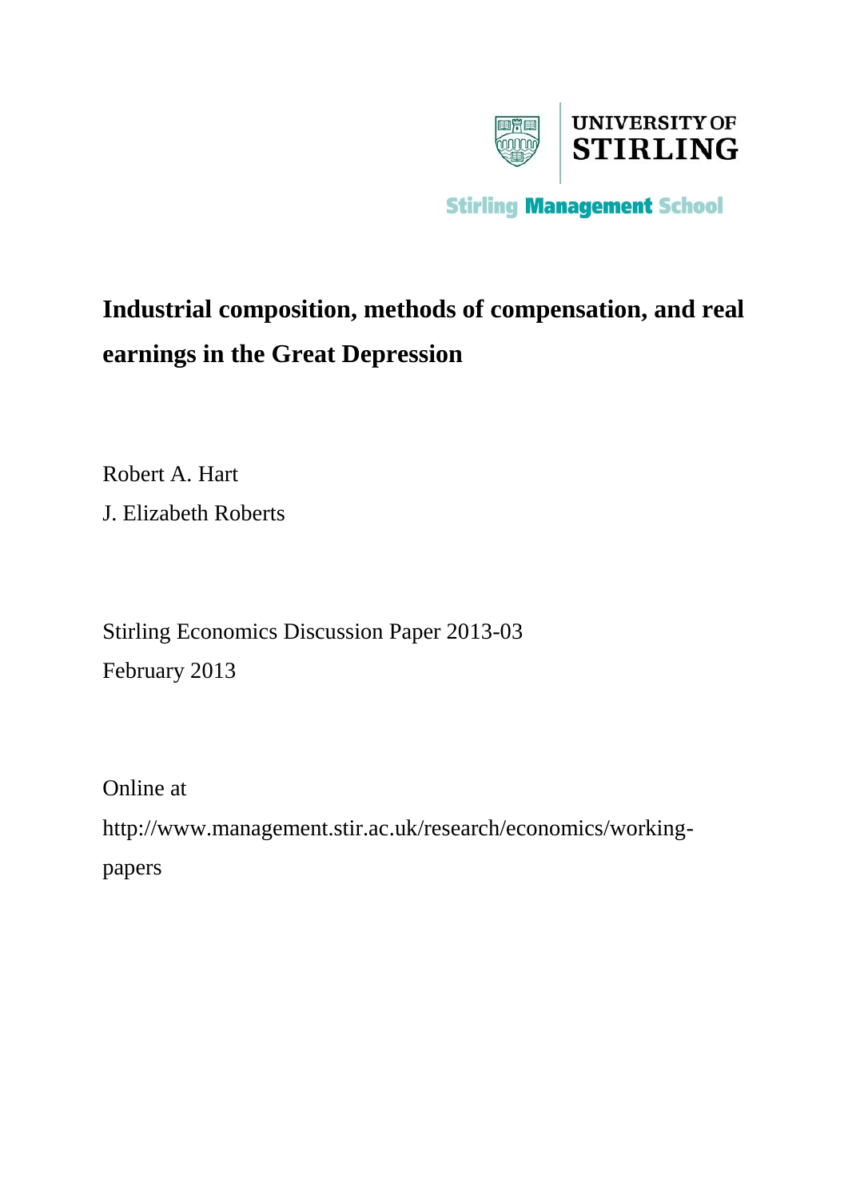UNIVERSITY OF STIRLING

Stirling Management School

# Industrial composition, methods of compensation, and real earnings in the Great Depression

Robert A. Hart

J. Elizabeth Roberts

Stirling Economics Discussion Paper 2013-03

February 2013

Online at

http://www.management.stir.ac.uk/research/economics/working-papers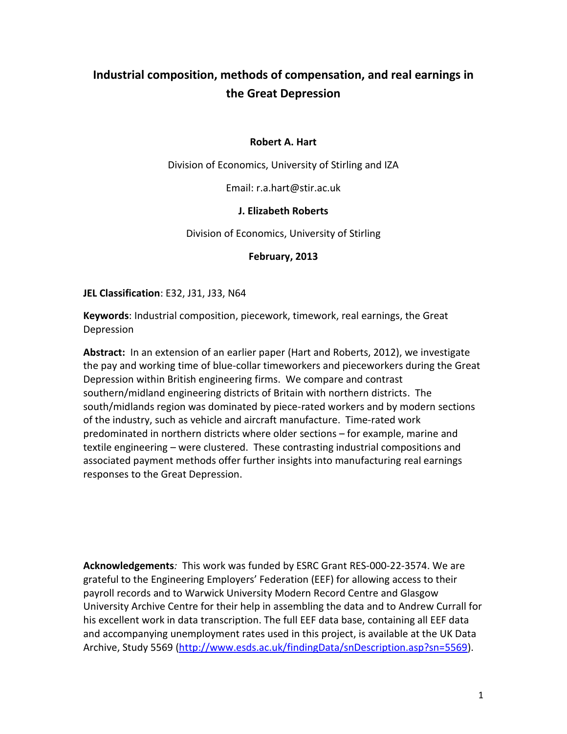# Industrial composition, methods of compensation, and real earnings in the Great Depression

**Robert A. Hart**

Division of Economics, University of Stirling and IZA

Email: r.a.hart@stir.ac.uk

**J. Elizabeth Roberts**

Division of Economics, University of Stirling

**February, 2013**

**JEL Classification**: E32, J31, J33, N64

**Keywords**: Industrial composition, piecework, timework, real earnings, the Great Depression

**Abstract:** In an extension of an earlier paper (Hart and Roberts, 2012), we investigate the pay and working time of blue-collar timeworkers and pieceworkers during the Great Depression within British engineering firms. We compare and contrast southern/midland engineering districts of Britain with northern districts. The south/midlands region was dominated by piece-rated workers and by modern sections of the industry, such as vehicle and aircraft manufacture. Time-rated work predominated in northern districts where older sections – for example, marine and textile engineering – were clustered. These contrasting industrial compositions and associated payment methods offer further insights into manufacturing real earnings responses to the Great Depression.

**Acknowledgements**: This work was funded by ESRC Grant RES-000-22-3574. We are grateful to the Engineering Employers' Federation (EEF) for allowing access to their payroll records and to Warwick University Modern Record Centre and Glasgow University Archive Centre for their help in assembling the data and to Andrew Currall for his excellent work in data transcription. The full EEF data base, containing all EEF data and accompanying unemployment rates used in this project, is available at the UK Data Archive, Study 5569 (http://www.esds.ac.uk/findingData/snDescription.asp?sn=5569).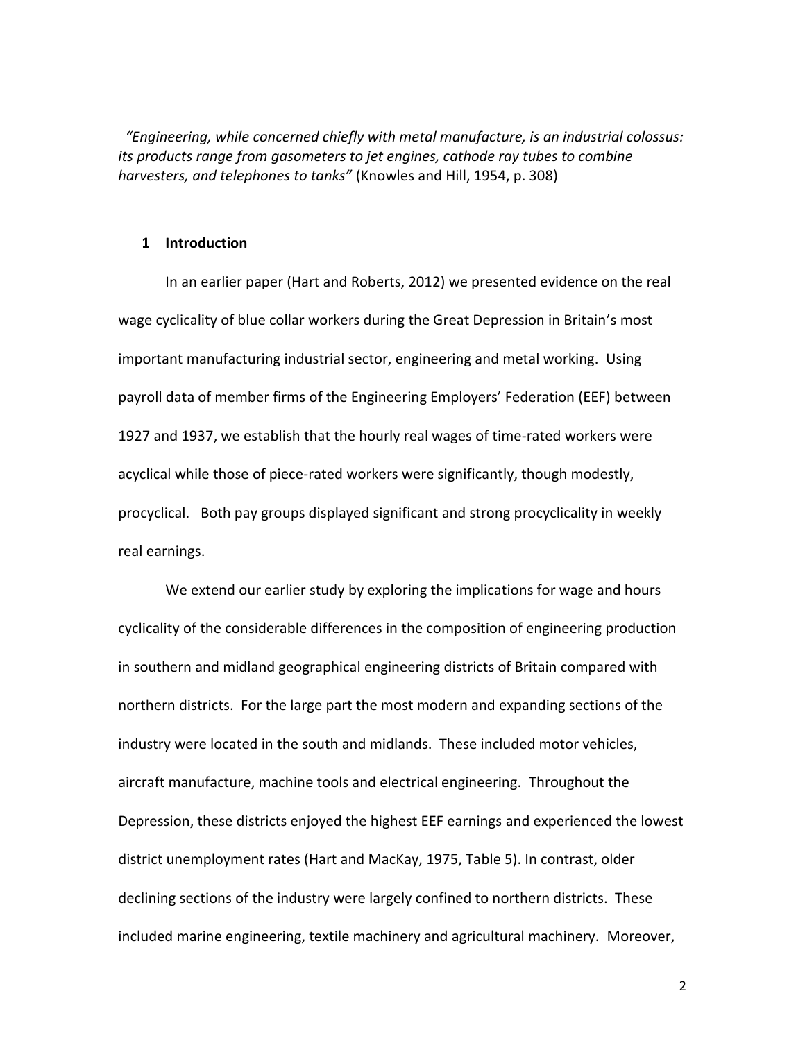*"Engineering, while concerned chiefly with metal manufacture, is an industrial colossus: its products range from gasometers to jet engines, cathode ray tubes to combine harvesters, and telephones to tanks"* (Knowles and Hill, 1954, p. 308)

## 1 Introduction

In an earlier paper (Hart and Roberts, 2012) we presented evidence on the real wage cyclicality of blue collar workers during the Great Depression in Britain's most important manufacturing industrial sector, engineering and metal working. Using payroll data of member firms of the Engineering Employers' Federation (EEF) between 1927 and 1937, we establish that the hourly real wages of time-rated workers were acyclical while those of piece-rated workers were significantly, though modestly, procyclical. Both pay groups displayed significant and strong procyclicality in weekly real earnings.

We extend our earlier study by exploring the implications for wage and hours cyclicality of the considerable differences in the composition of engineering production in southern and midland geographical engineering districts of Britain compared with northern districts. For the large part the most modern and expanding sections of the industry were located in the south and midlands. These included motor vehicles, aircraft manufacture, machine tools and electrical engineering. Throughout the Depression, these districts enjoyed the highest EEF earnings and experienced the lowest district unemployment rates (Hart and MacKay, 1975, Table 5). In contrast, older declining sections of the industry were largely confined to northern districts. These included marine engineering, textile machinery and agricultural machinery. Moreover,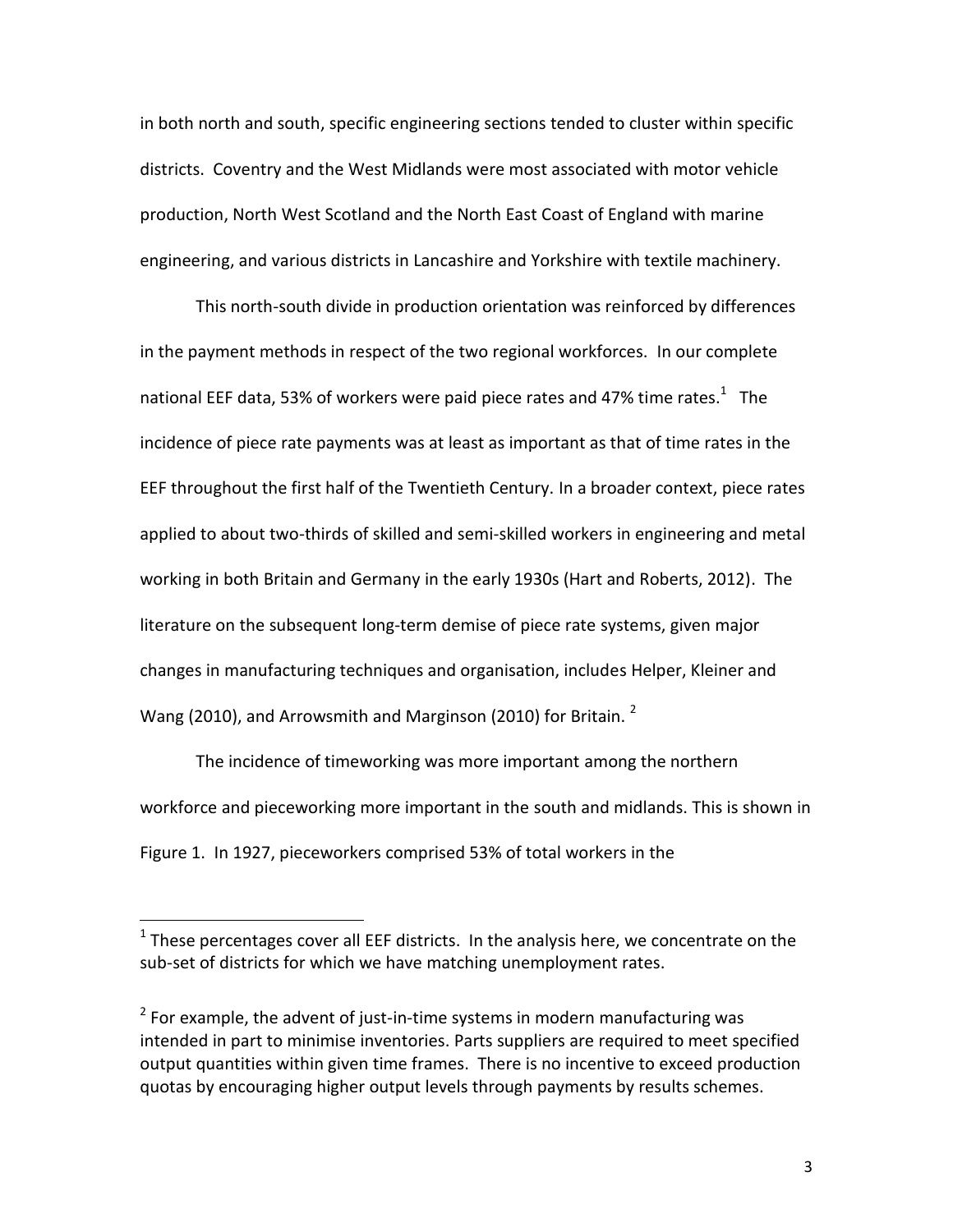in both north and south, specific engineering sections tended to cluster within specific districts. Coventry and the West Midlands were most associated with motor vehicle production, North West Scotland and the North East Coast of England with marine engineering, and various districts in Lancashire and Yorkshire with textile machinery.

This north-south divide in production orientation was reinforced by differences in the payment methods in respect of the two regional workforces. In our complete national EEF data, 53% of workers were paid piece rates and 47% time rates.[1] The incidence of piece rate payments was at least as important as that of time rates in the EEF throughout the first half of the Twentieth Century. In a broader context, piece rates applied to about two-thirds of skilled and semi-skilled workers in engineering and metal working in both Britain and Germany in the early 1930s (Hart and Roberts, 2012). The literature on the subsequent long-term demise of piece rate systems, given major changes in manufacturing techniques and organisation, includes Helper, Kleiner and Wang (2010), and Arrowsmith and Marginson (2010) for Britain.[2]

The incidence of timeworking was more important among the northern workforce and pieceworking more important in the south and midlands. This is shown in Figure 1. In 1927, pieceworkers comprised 53% of total workers in the

---

[1] These percentages cover all EEF districts. In the analysis here, we concentrate on the sub-set of districts for which we have matching unemployment rates.

[2] For example, the advent of just-in-time systems in modern manufacturing was intended in part to minimise inventories. Parts suppliers are required to meet specified output quantities within given time frames. There is no incentive to exceed production quotas by encouraging higher output levels through payments by results schemes.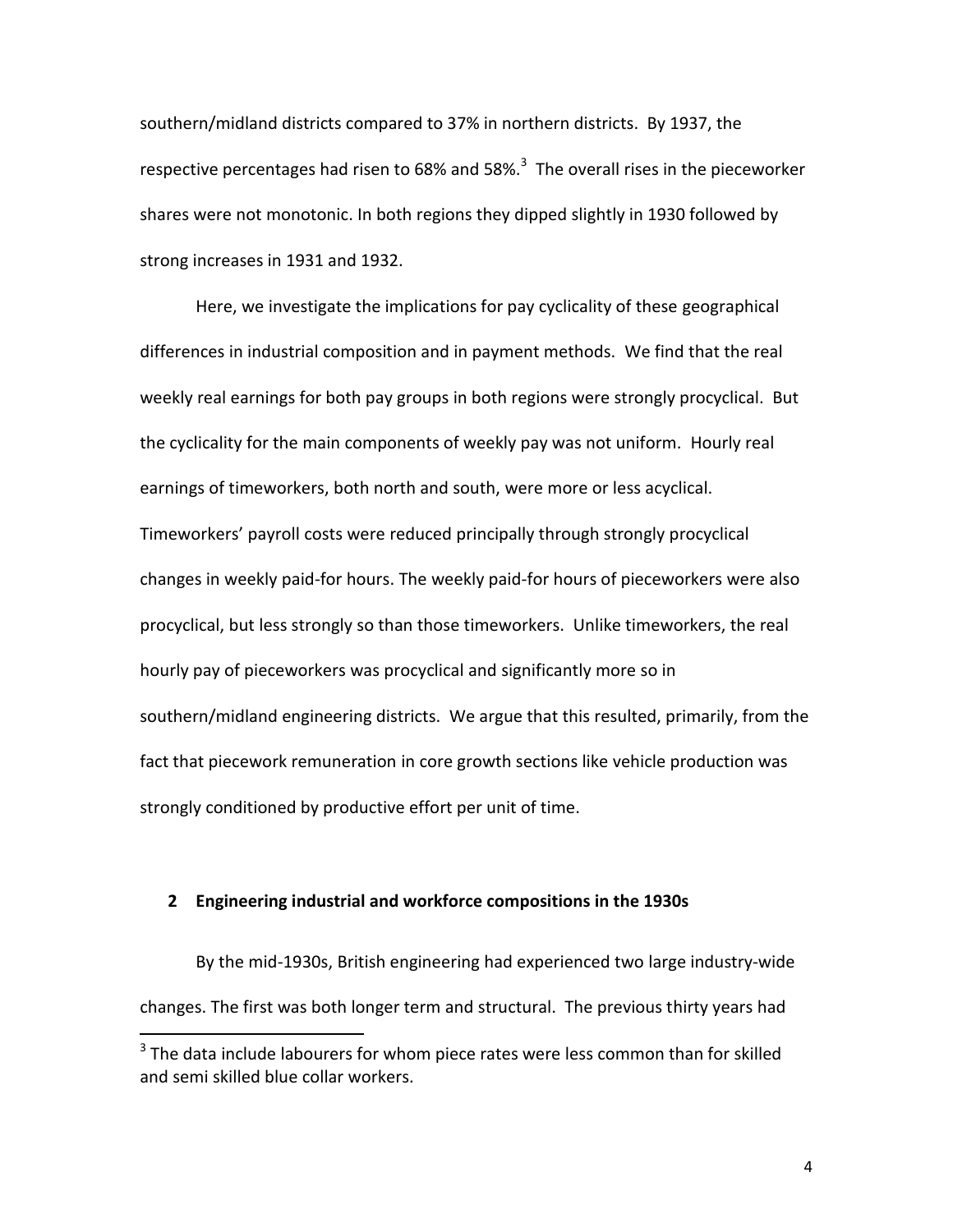southern/midland districts compared to 37% in northern districts. By 1937, the respective percentages had risen to 68% and 58%.[3] The overall rises in the pieceworker shares were not monotonic. In both regions they dipped slightly in 1930 followed by strong increases in 1931 and 1932.

Here, we investigate the implications for pay cyclicality of these geographical differences in industrial composition and in payment methods. We find that the real weekly real earnings for both pay groups in both regions were strongly procyclical. But the cyclicality for the main components of weekly pay was not uniform. Hourly real earnings of timeworkers, both north and south, were more or less acyclical. Timeworkers' payroll costs were reduced principally through strongly procyclical changes in weekly paid-for hours. The weekly paid-for hours of pieceworkers were also procyclical, but less strongly so than those timeworkers. Unlike timeworkers, the real hourly pay of pieceworkers was procyclical and significantly more so in southern/midland engineering districts. We argue that this resulted, primarily, from the fact that piecework remuneration in core growth sections like vehicle production was strongly conditioned by productive effort per unit of time.

## 2 Engineering industrial and workforce compositions in the 1930s

By the mid-1930s, British engineering had experienced two large industry-wide changes. The first was both longer term and structural. The previous thirty years had

[3] The data include labourers for whom piece rates were less common than for skilled and semi skilled blue collar workers.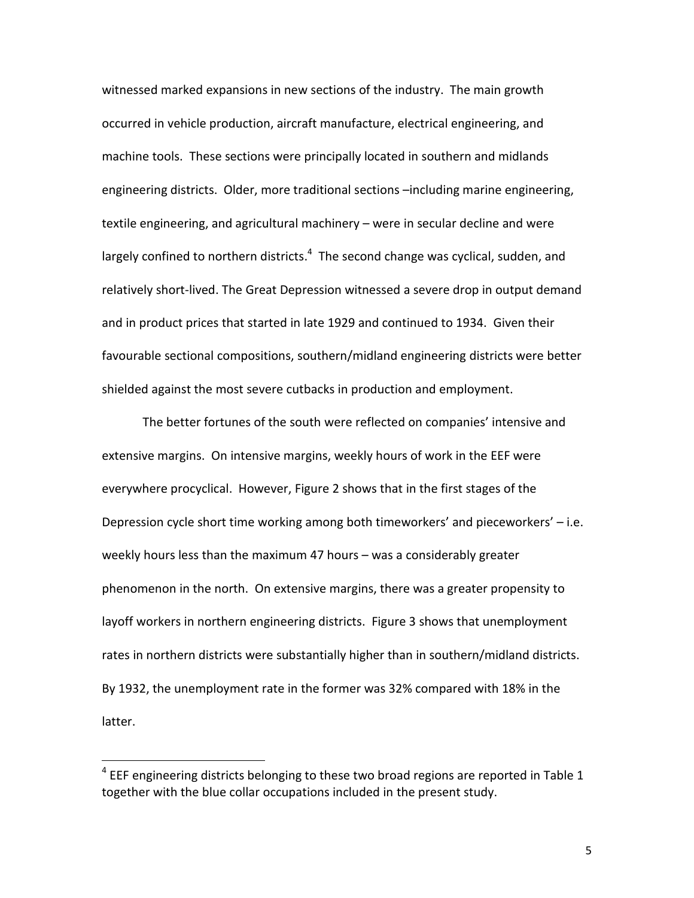witnessed marked expansions in new sections of the industry. The main growth occurred in vehicle production, aircraft manufacture, electrical engineering, and machine tools. These sections were principally located in southern and midlands engineering districts. Older, more traditional sections –including marine engineering, textile engineering, and agricultural machinery – were in secular decline and were largely confined to northern districts.[4] The second change was cyclical, sudden, and relatively short-lived. The Great Depression witnessed a severe drop in output demand and in product prices that started in late 1929 and continued to 1934. Given their favourable sectional compositions, southern/midland engineering districts were better shielded against the most severe cutbacks in production and employment.

The better fortunes of the south were reflected on companies' intensive and extensive margins. On intensive margins, weekly hours of work in the EEF were everywhere procyclical. However, Figure 2 shows that in the first stages of the Depression cycle short time working among both timeworkers' and pieceworkers' – i.e. weekly hours less than the maximum 47 hours – was a considerably greater phenomenon in the north. On extensive margins, there was a greater propensity to layoff workers in northern engineering districts. Figure 3 shows that unemployment rates in northern districts were substantially higher than in southern/midland districts. By 1932, the unemployment rate in the former was 32% compared with 18% in the latter.

[4] EEF engineering districts belonging to these two broad regions are reported in Table 1 together with the blue collar occupations included in the present study.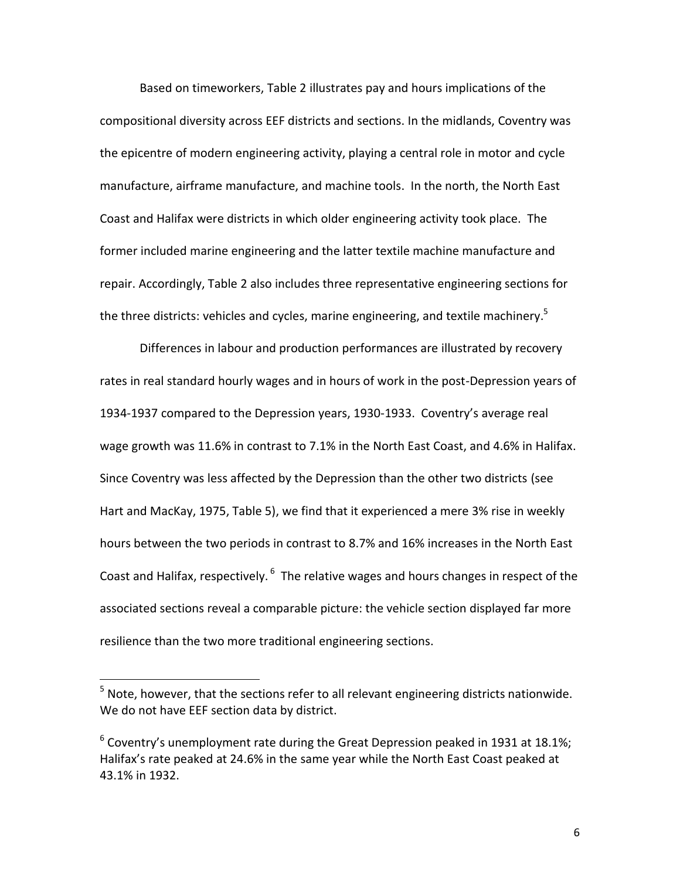Based on timeworkers, Table 2 illustrates pay and hours implications of the compositional diversity across EEF districts and sections. In the midlands, Coventry was the epicentre of modern engineering activity, playing a central role in motor and cycle manufacture, airframe manufacture, and machine tools. In the north, the North East Coast and Halifax were districts in which older engineering activity took place. The former included marine engineering and the latter textile machine manufacture and repair. Accordingly, Table 2 also includes three representative engineering sections for the three districts: vehicles and cycles, marine engineering, and textile machinery.[5]

Differences in labour and production performances are illustrated by recovery rates in real standard hourly wages and in hours of work in the post-Depression years of 1934-1937 compared to the Depression years, 1930-1933. Coventry's average real wage growth was 11.6% in contrast to 7.1% in the North East Coast, and 4.6% in Halifax. Since Coventry was less affected by the Depression than the other two districts (see Hart and MacKay, 1975, Table 5), we find that it experienced a mere 3% rise in weekly hours between the two periods in contrast to 8.7% and 16% increases in the North East Coast and Halifax, respectively.[6] The relative wages and hours changes in respect of the associated sections reveal a comparable picture: the vehicle section displayed far more resilience than the two more traditional engineering sections.

[5] Note, however, that the sections refer to all relevant engineering districts nationwide. We do not have EEF section data by district.

[6] Coventry's unemployment rate during the Great Depression peaked in 1931 at 18.1%; Halifax's rate peaked at 24.6% in the same year while the North East Coast peaked at 43.1% in 1932.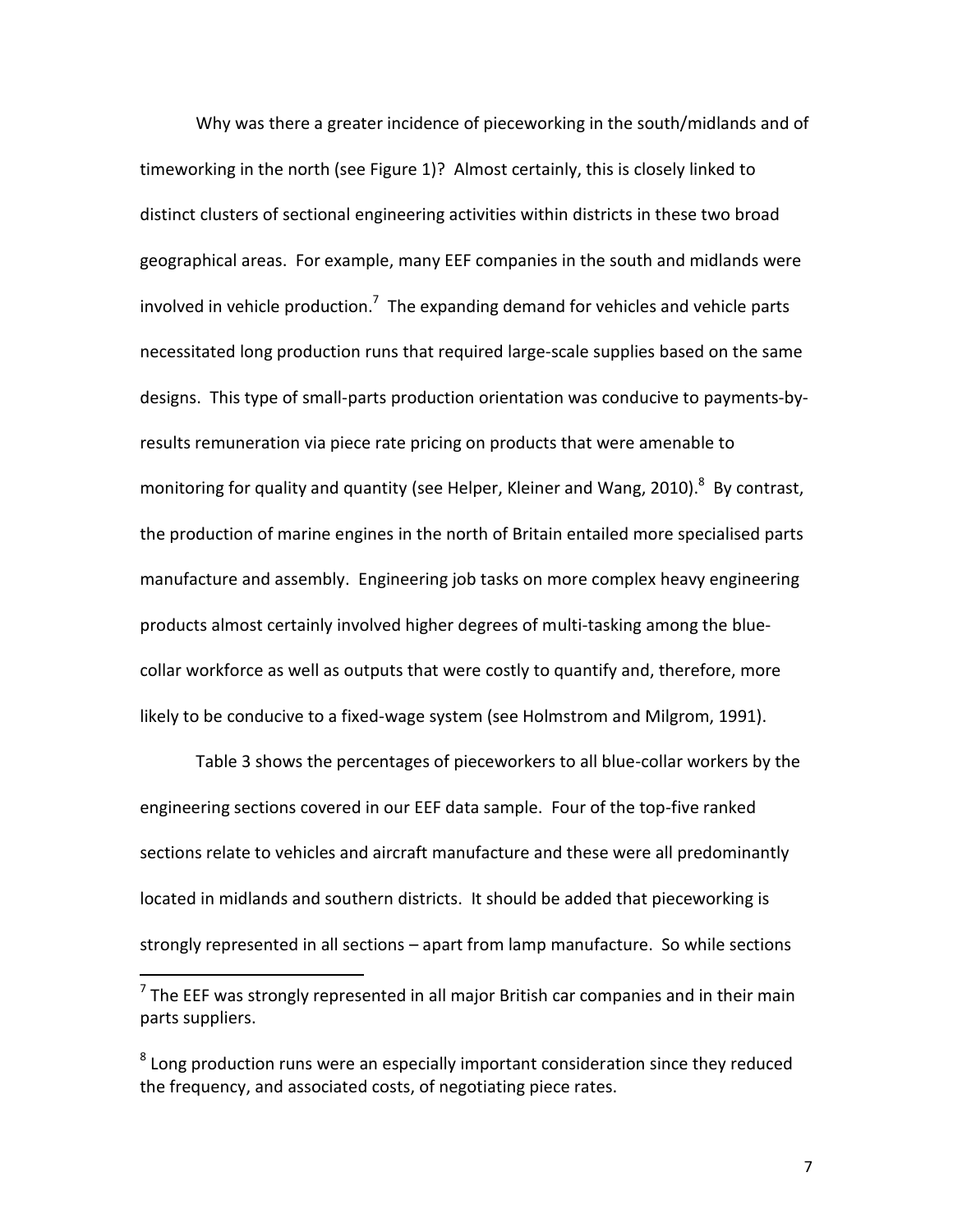Why was there a greater incidence of pieceworking in the south/midlands and of timeworking in the north (see Figure 1)? Almost certainly, this is closely linked to distinct clusters of sectional engineering activities within districts in these two broad geographical areas. For example, many EEF companies in the south and midlands were involved in vehicle production.[7] The expanding demand for vehicles and vehicle parts necessitated long production runs that required large-scale supplies based on the same designs. This type of small-parts production orientation was conducive to payments-by-results remuneration via piece rate pricing on products that were amenable to monitoring for quality and quantity (see Helper, Kleiner and Wang, 2010).[8] By contrast, the production of marine engines in the north of Britain entailed more specialised parts manufacture and assembly. Engineering job tasks on more complex heavy engineering products almost certainly involved higher degrees of multi-tasking among the blue-collar workforce as well as outputs that were costly to quantify and, therefore, more likely to be conducive to a fixed-wage system (see Holmstrom and Milgrom, 1991).

Table 3 shows the percentages of pieceworkers to all blue-collar workers by the engineering sections covered in our EEF data sample. Four of the top-five ranked sections relate to vehicles and aircraft manufacture and these were all predominantly located in midlands and southern districts. It should be added that pieceworking is strongly represented in all sections – apart from lamp manufacture. So while sections

---

[7] The EEF was strongly represented in all major British car companies and in their main parts suppliers.

[8] Long production runs were an especially important consideration since they reduced the frequency, and associated costs, of negotiating piece rates.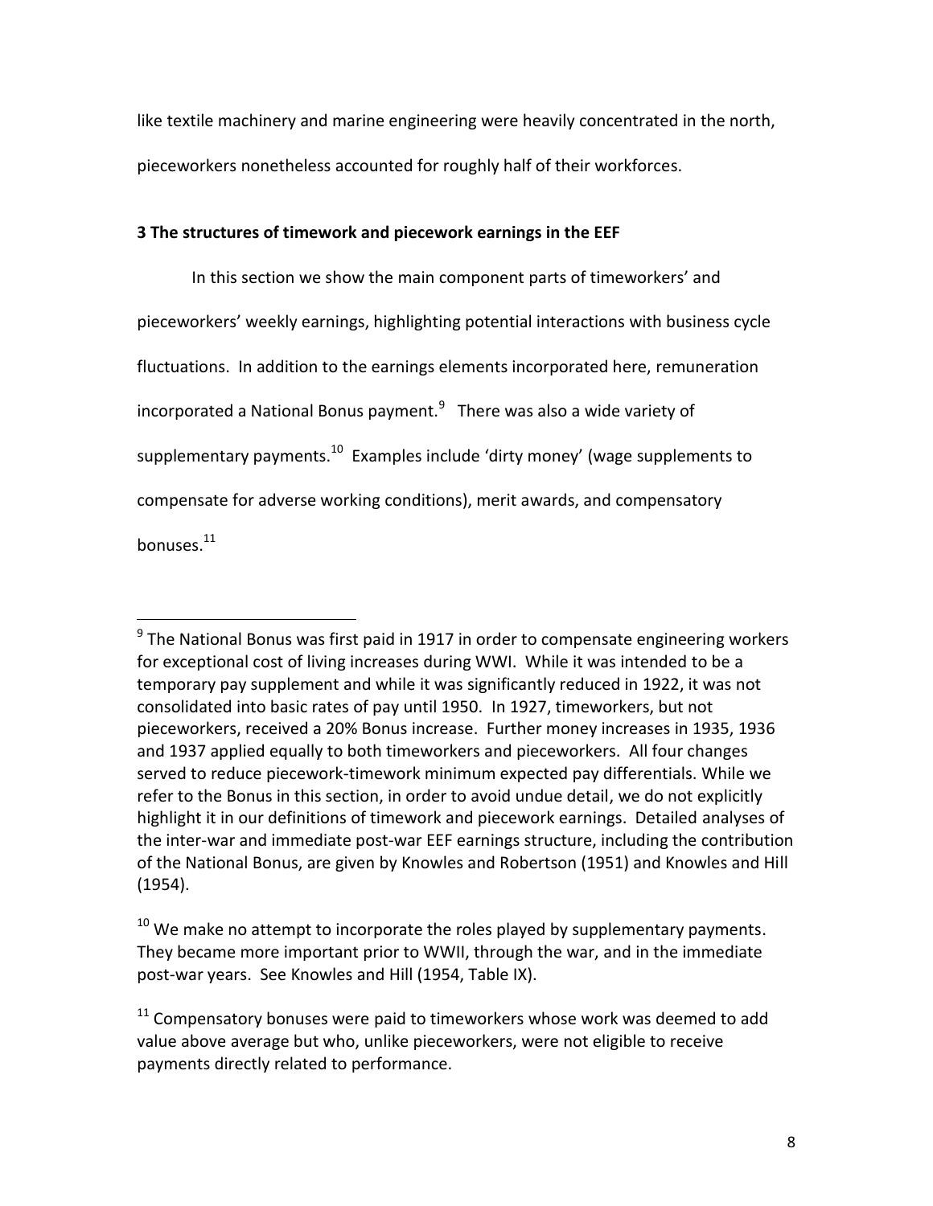like textile machinery and marine engineering were heavily concentrated in the north, pieceworkers nonetheless accounted for roughly half of their workforces.

## 3 The structures of timework and piecework earnings in the EEF

In this section we show the main component parts of timeworkers' and pieceworkers' weekly earnings, highlighting potential interactions with business cycle fluctuations. In addition to the earnings elements incorporated here, remuneration incorporated a National Bonus payment.[9] There was also a wide variety of supplementary payments.[10] Examples include 'dirty money' (wage supplements to compensate for adverse working conditions), merit awards, and compensatory bonuses.[11]

---

[9] The National Bonus was first paid in 1917 in order to compensate engineering workers for exceptional cost of living increases during WWI. While it was intended to be a temporary pay supplement and while it was significantly reduced in 1922, it was not consolidated into basic rates of pay until 1950. In 1927, timeworkers, but not pieceworkers, received a 20% Bonus increase. Further money increases in 1935, 1936 and 1937 applied equally to both timeworkers and pieceworkers. All four changes served to reduce piecework-timework minimum expected pay differentials. While we refer to the Bonus in this section, in order to avoid undue detail, we do not explicitly highlight it in our definitions of timework and piecework earnings. Detailed analyses of the inter-war and immediate post-war EEF earnings structure, including the contribution of the National Bonus, are given by Knowles and Robertson (1951) and Knowles and Hill (1954).

[10] We make no attempt to incorporate the roles played by supplementary payments. They became more important prior to WWII, through the war, and in the immediate post-war years. See Knowles and Hill (1954, Table IX).

[11] Compensatory bonuses were paid to timeworkers whose work was deemed to add value above average but who, unlike pieceworkers, were not eligible to receive payments directly related to performance.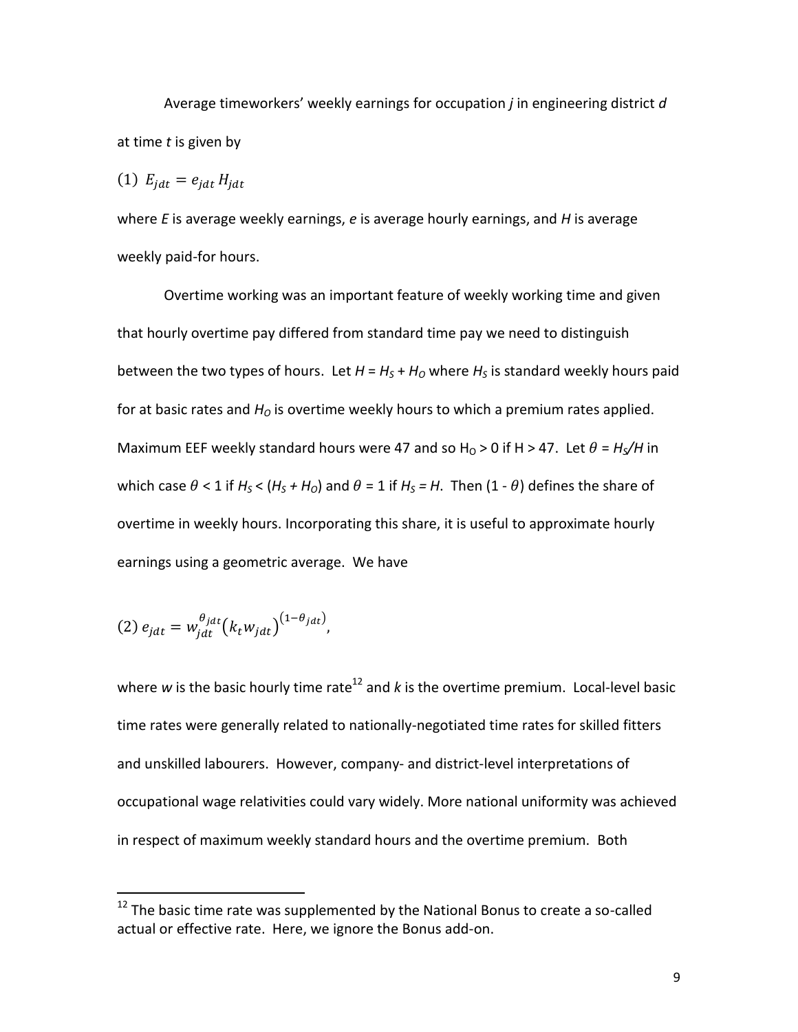Average timeworkers' weekly earnings for occupation *j* in engineering district *d* at time *t* is given by

$$(1)\ E_{jdt} = e_{jdt}\, H_{jdt}$$

where *E* is average weekly earnings, *e* is average hourly earnings, and *H* is average weekly paid-for hours.

Overtime working was an important feature of weekly working time and given that hourly overtime pay differed from standard time pay we need to distinguish between the two types of hours. Let $H = H_S + H_O$ where $H_S$ is standard weekly hours paid for at basic rates and $H_O$ is overtime weekly hours to which a premium rates applied. Maximum EEF weekly standard hours were 47 and so $H_O > 0$ if $H > 47$. Let $\theta = H_S/H$ in which case $\theta < 1$ if $H_S < (H_S + H_O)$ and $\theta = 1$ if $H_S = H$. Then $(1 - \theta)$ defines the share of overtime in weekly hours. Incorporating this share, it is useful to approximate hourly earnings using a geometric average. We have

$$(2)\ e_{jdt} = w_{jdt}^{\theta_{jdt}} \left(k_t w_{jdt}\right)^{(1-\theta_{jdt})},$$

where *w* is the basic hourly time rate[12] and *k* is the overtime premium. Local-level basic time rates were generally related to nationally-negotiated time rates for skilled fitters and unskilled labourers. However, company- and district-level interpretations of occupational wage relativities could vary widely. More national uniformity was achieved in respect of maximum weekly standard hours and the overtime premium. Both

[12] The basic time rate was supplemented by the National Bonus to create a so-called actual or effective rate. Here, we ignore the Bonus add-on.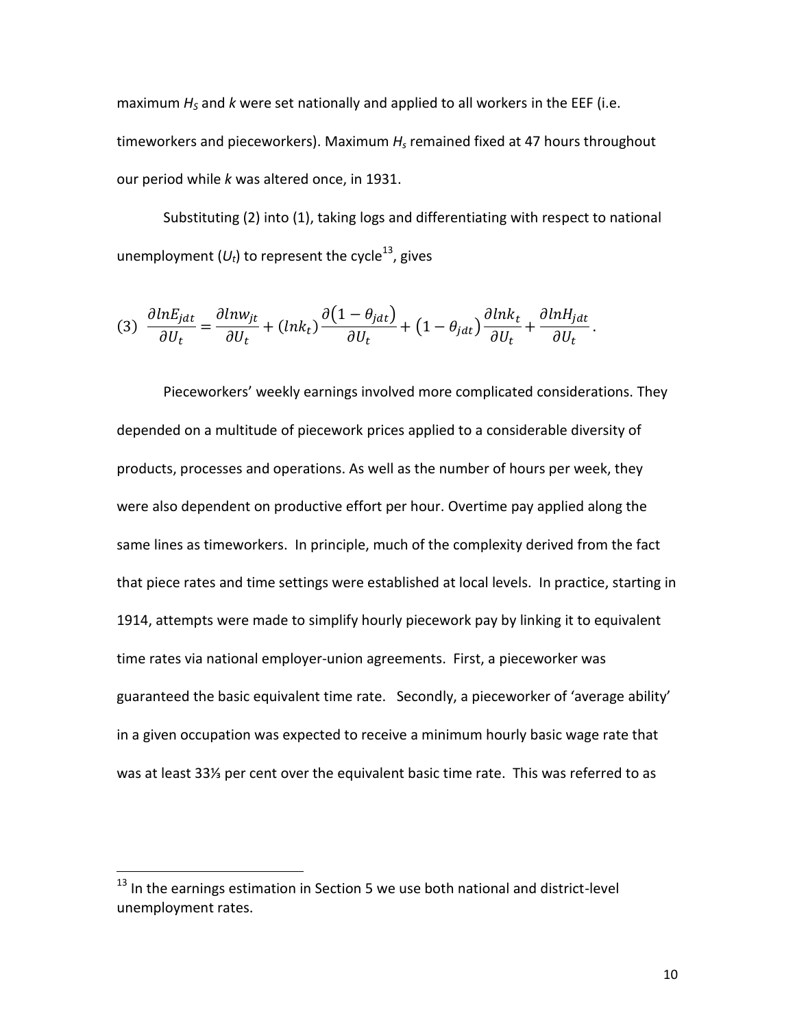maximum $H_S$ and $k$ were set nationally and applied to all workers in the EEF (i.e. timeworkers and pieceworkers). Maximum $H_s$ remained fixed at 47 hours throughout our period while $k$ was altered once, in 1931.

Substituting (2) into (1), taking logs and differentiating with respect to national unemployment ($U_t$) to represent the cycle[13], gives

$$(3)\ \ \frac{\partial lnE_{jdt}}{\partial U_t} = \frac{\partial lnw_{jt}}{\partial U_t} + (lnk_t)\frac{\partial(1-\theta_{jdt})}{\partial U_t} + (1-\theta_{jdt})\frac{\partial lnk_t}{\partial U_t} + \frac{\partial lnH_{jdt}}{\partial U_t}.$$

Pieceworkers' weekly earnings involved more complicated considerations. They depended on a multitude of piecework prices applied to a considerable diversity of products, processes and operations. As well as the number of hours per week, they were also dependent on productive effort per hour. Overtime pay applied along the same lines as timeworkers. In principle, much of the complexity derived from the fact that piece rates and time settings were established at local levels. In practice, starting in 1914, attempts were made to simplify hourly piecework pay by linking it to equivalent time rates via national employer-union agreements. First, a pieceworker was guaranteed the basic equivalent time rate. Secondly, a pieceworker of 'average ability' in a given occupation was expected to receive a minimum hourly basic wage rate that was at least 33⅓ per cent over the equivalent basic time rate. This was referred to as

[13] In the earnings estimation in Section 5 we use both national and district-level unemployment rates.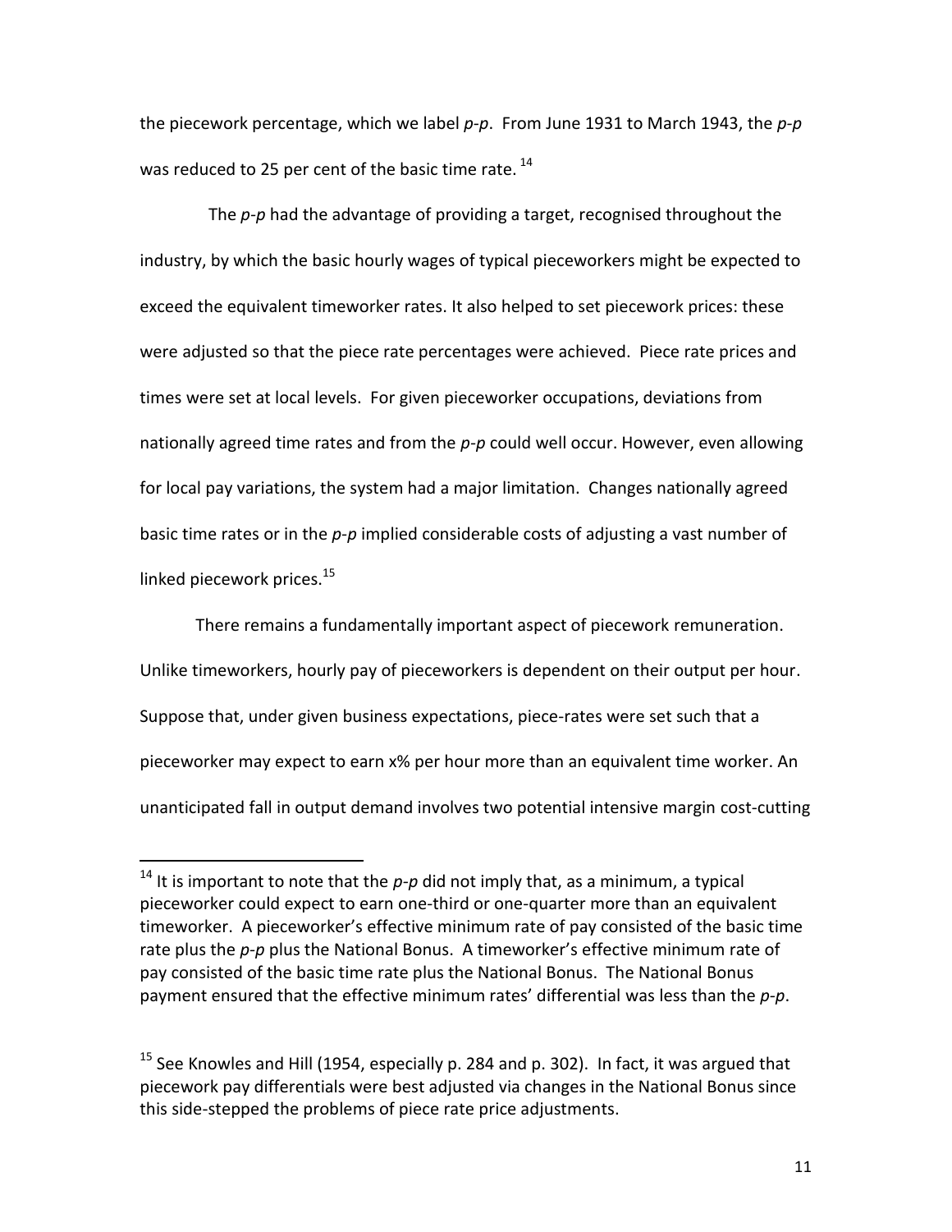the piecework percentage, which we label *p-p*. From June 1931 to March 1943, the *p-p* was reduced to 25 per cent of the basic time rate. [14]

The *p-p* had the advantage of providing a target, recognised throughout the industry, by which the basic hourly wages of typical pieceworkers might be expected to exceed the equivalent timeworker rates. It also helped to set piecework prices: these were adjusted so that the piece rate percentages were achieved. Piece rate prices and times were set at local levels. For given pieceworker occupations, deviations from nationally agreed time rates and from the *p-p* could well occur. However, even allowing for local pay variations, the system had a major limitation. Changes nationally agreed basic time rates or in the *p-p* implied considerable costs of adjusting a vast number of linked piecework prices.[15]

There remains a fundamentally important aspect of piecework remuneration. Unlike timeworkers, hourly pay of pieceworkers is dependent on their output per hour. Suppose that, under given business expectations, piece-rates were set such that a pieceworker may expect to earn x% per hour more than an equivalent time worker. An unanticipated fall in output demand involves two potential intensive margin cost-cutting

---

[14] It is important to note that the *p-p* did not imply that, as a minimum, a typical pieceworker could expect to earn one-third or one-quarter more than an equivalent timeworker. A pieceworker's effective minimum rate of pay consisted of the basic time rate plus the *p-p* plus the National Bonus. A timeworker's effective minimum rate of pay consisted of the basic time rate plus the National Bonus. The National Bonus payment ensured that the effective minimum rates' differential was less than the *p-p*.

[15] See Knowles and Hill (1954, especially p. 284 and p. 302). In fact, it was argued that piecework pay differentials were best adjusted via changes in the National Bonus since this side-stepped the problems of piece rate price adjustments.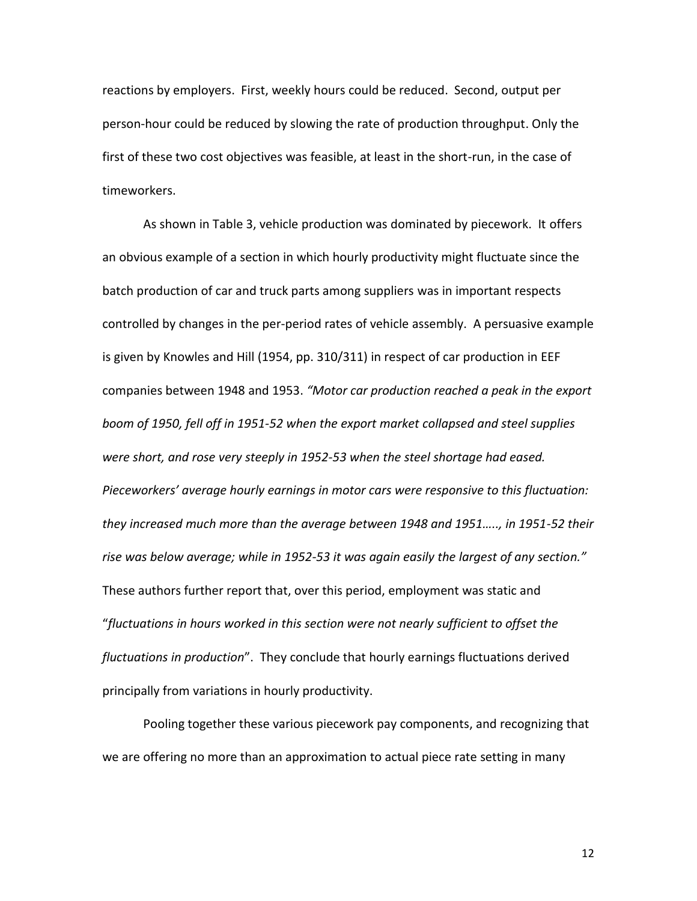reactions by employers. First, weekly hours could be reduced. Second, output per person-hour could be reduced by slowing the rate of production throughput. Only the first of these two cost objectives was feasible, at least in the short-run, in the case of timeworkers.

As shown in Table 3, vehicle production was dominated by piecework. It offers an obvious example of a section in which hourly productivity might fluctuate since the batch production of car and truck parts among suppliers was in important respects controlled by changes in the per-period rates of vehicle assembly. A persuasive example is given by Knowles and Hill (1954, pp. 310/311) in respect of car production in EEF companies between 1948 and 1953. *"Motor car production reached a peak in the export boom of 1950, fell off in 1951-52 when the export market collapsed and steel supplies were short, and rose very steeply in 1952-53 when the steel shortage had eased. Pieceworkers' average hourly earnings in motor cars were responsive to this fluctuation: they increased much more than the average between 1948 and 1951….., in 1951-52 their rise was below average; while in 1952-53 it was again easily the largest of any section."* These authors further report that, over this period, employment was static and "*fluctuations in hours worked in this section were not nearly sufficient to offset the fluctuations in production*". They conclude that hourly earnings fluctuations derived principally from variations in hourly productivity.

Pooling together these various piecework pay components, and recognizing that we are offering no more than an approximation to actual piece rate setting in many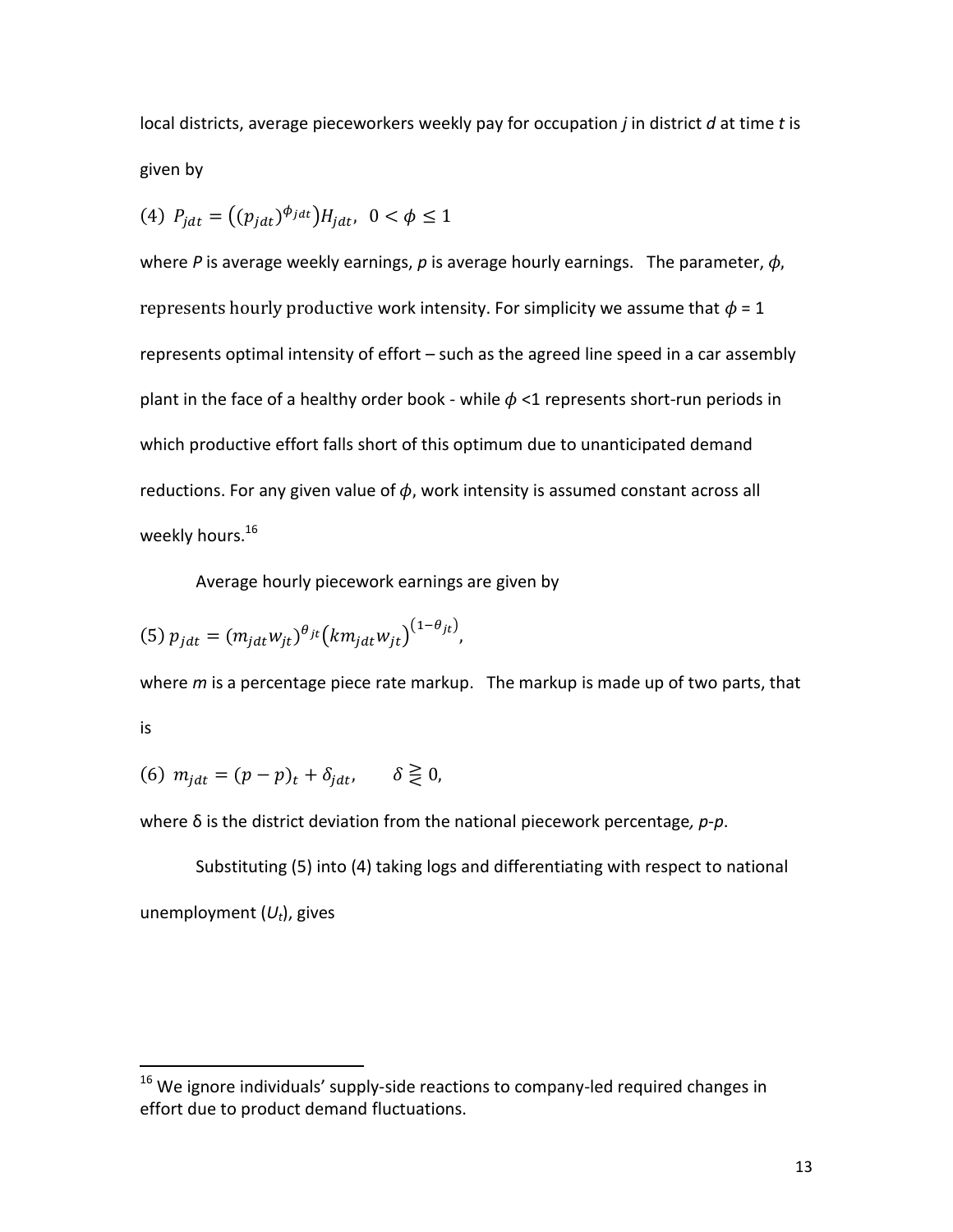local districts, average pieceworkers weekly pay for occupation $j$ in district $d$ at time $t$ is given by

$$(4)\ P_{jdt} = \left((p_{jdt})^{\phi_{jdt}}\right)H_{jdt},\ \ 0 < \phi \leq 1$$

where $P$ is average weekly earnings, $p$ is average hourly earnings. The parameter, $\phi$, represents hourly productive work intensity. For simplicity we assume that $\phi$ = 1 represents optimal intensity of effort – such as the agreed line speed in a car assembly plant in the face of a healthy order book - while $\phi$ <1 represents short-run periods in which productive effort falls short of this optimum due to unanticipated demand reductions. For any given value of $\phi$, work intensity is assumed constant across all weekly hours.[16]

Average hourly piecework earnings are given by

$$(5)\ p_{jdt} = (m_{jdt}w_{jt})^{\theta_{jt}}\left(km_{jdt}w_{jt}\right)^{(1-\theta_{jt})},$$

where $m$ is a percentage piece rate markup. The markup is made up of two parts, that is

$$(6)\ m_{jdt} = (p-p)_t + \delta_{jdt}, \qquad \delta \gtreqless 0,$$

where δ is the district deviation from the national piecework percentage, $p$-$p$.

Substituting (5) into (4) taking logs and differentiating with respect to national unemployment ($U_t$), gives

[16] We ignore individuals' supply-side reactions to company-led required changes in effort due to product demand fluctuations.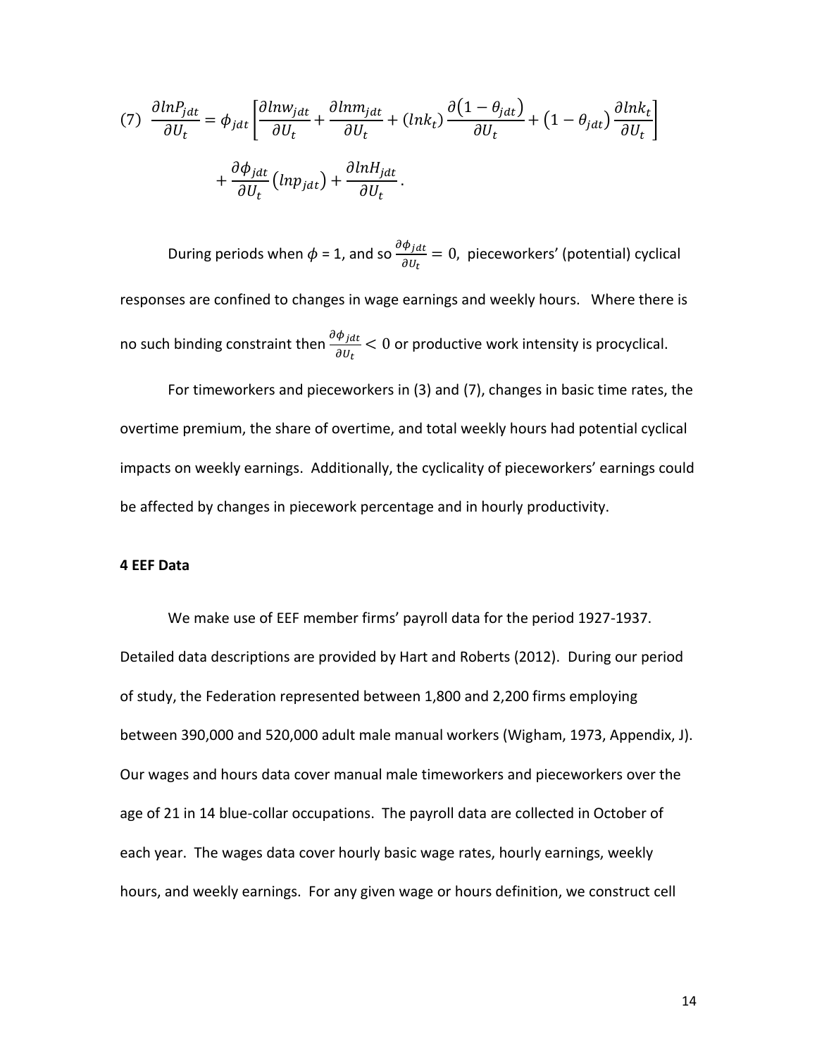$$(7)\quad \frac{\partial lnP_{jdt}}{\partial U_t} = \phi_{jdt}\left[\frac{\partial lnw_{jdt}}{\partial U_t} + \frac{\partial lnm_{jdt}}{\partial U_t} + (lnk_t)\frac{\partial(1-\theta_{jdt})}{\partial U_t} + (1-\theta_{jdt})\frac{\partial lnk_t}{\partial U_t}\right] + \frac{\partial \phi_{jdt}}{\partial U_t}(lnp_{jdt}) + \frac{\partial lnH_{jdt}}{\partial U_t}.$$

During periods when $\phi$ = 1, and so $\frac{\partial \phi_{jdt}}{\partial U_t} = 0$, pieceworkers' (potential) cyclical responses are confined to changes in wage earnings and weekly hours. Where there is no such binding constraint then $\frac{\partial \phi_{jdt}}{\partial U_t} < 0$ or productive work intensity is procyclical.

For timeworkers and pieceworkers in (3) and (7), changes in basic time rates, the overtime premium, the share of overtime, and total weekly hours had potential cyclical impacts on weekly earnings. Additionally, the cyclicality of pieceworkers' earnings could be affected by changes in piecework percentage and in hourly productivity.

## 4 EEF Data

We make use of EEF member firms' payroll data for the period 1927-1937. Detailed data descriptions are provided by Hart and Roberts (2012). During our period of study, the Federation represented between 1,800 and 2,200 firms employing between 390,000 and 520,000 adult male manual workers (Wigham, 1973, Appendix, J). Our wages and hours data cover manual male timeworkers and pieceworkers over the age of 21 in 14 blue-collar occupations. The payroll data are collected in October of each year. The wages data cover hourly basic wage rates, hourly earnings, weekly hours, and weekly earnings. For any given wage or hours definition, we construct cell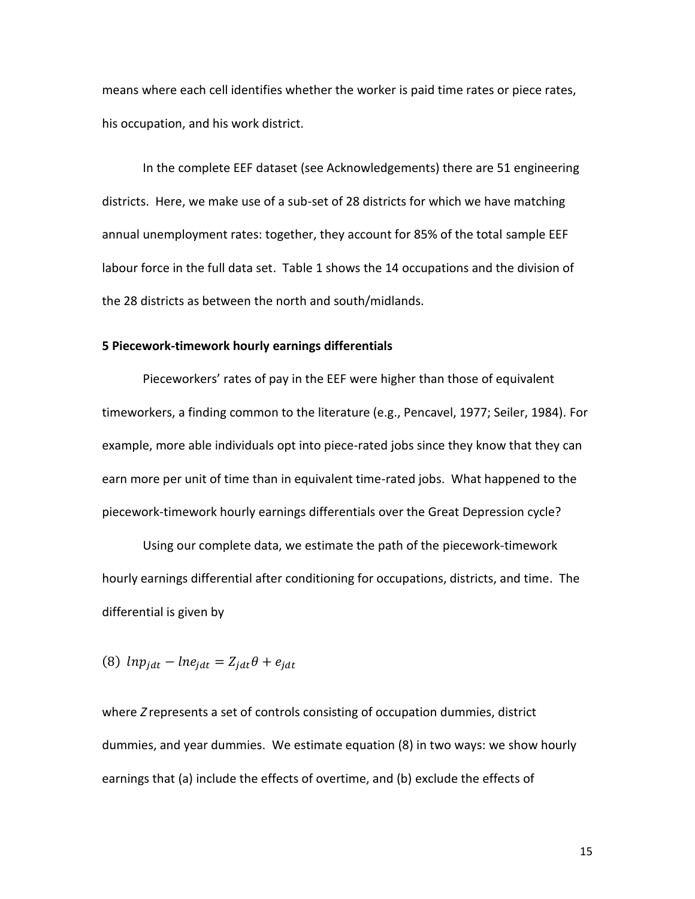means where each cell identifies whether the worker is paid time rates or piece rates, his occupation, and his work district.

In the complete EEF dataset (see Acknowledgements) there are 51 engineering districts. Here, we make use of a sub-set of 28 districts for which we have matching annual unemployment rates: together, they account for 85% of the total sample EEF labour force in the full data set. Table 1 shows the 14 occupations and the division of the 28 districts as between the north and south/midlands.

### 5 Piecework-timework hourly earnings differentials

Pieceworkers' rates of pay in the EEF were higher than those of equivalent timeworkers, a finding common to the literature (e.g., Pencavel, 1977; Seiler, 1984). For example, more able individuals opt into piece-rated jobs since they know that they can earn more per unit of time than in equivalent time-rated jobs. What happened to the piecework-timework hourly earnings differentials over the Great Depression cycle?

Using our complete data, we estimate the path of the piecework-timework hourly earnings differential after conditioning for occupations, districts, and time. The differential is given by

$$(8)\ lnp_{jdt} - lne_{jdt} = Z_{jdt}\theta + e_{jdt}$$

where *Z* represents a set of controls consisting of occupation dummies, district dummies, and year dummies. We estimate equation (8) in two ways: we show hourly earnings that (a) include the effects of overtime, and (b) exclude the effects of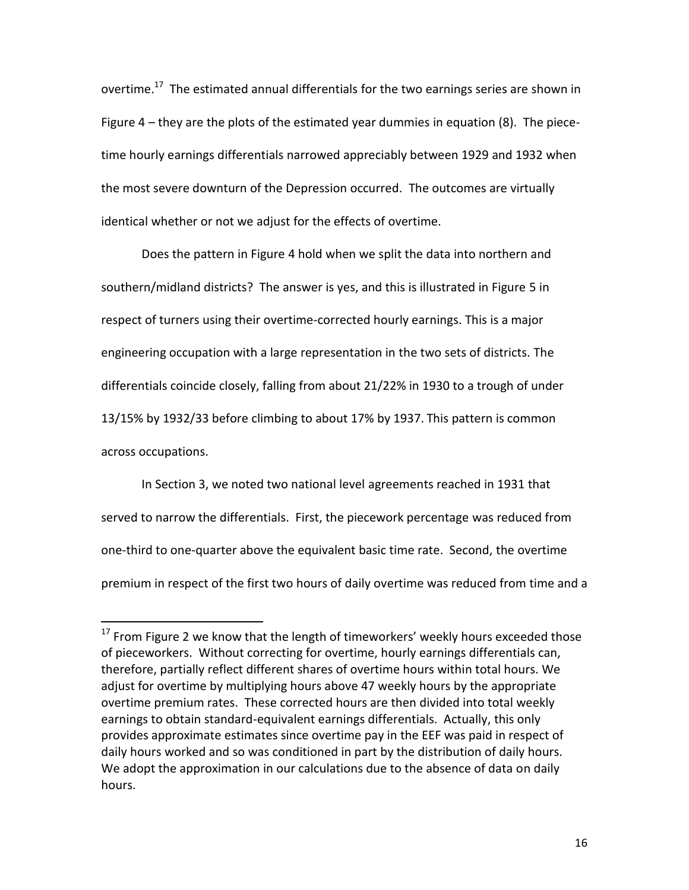overtime.[17] The estimated annual differentials for the two earnings series are shown in Figure 4 – they are the plots of the estimated year dummies in equation (8). The piece-time hourly earnings differentials narrowed appreciably between 1929 and 1932 when the most severe downturn of the Depression occurred. The outcomes are virtually identical whether or not we adjust for the effects of overtime.

Does the pattern in Figure 4 hold when we split the data into northern and southern/midland districts? The answer is yes, and this is illustrated in Figure 5 in respect of turners using their overtime-corrected hourly earnings. This is a major engineering occupation with a large representation in the two sets of districts. The differentials coincide closely, falling from about 21/22% in 1930 to a trough of under 13/15% by 1932/33 before climbing to about 17% by 1937. This pattern is common across occupations.

In Section 3, we noted two national level agreements reached in 1931 that served to narrow the differentials. First, the piecework percentage was reduced from one-third to one-quarter above the equivalent basic time rate. Second, the overtime premium in respect of the first two hours of daily overtime was reduced from time and a

[17] From Figure 2 we know that the length of timeworkers' weekly hours exceeded those of pieceworkers. Without correcting for overtime, hourly earnings differentials can, therefore, partially reflect different shares of overtime hours within total hours. We adjust for overtime by multiplying hours above 47 weekly hours by the appropriate overtime premium rates. These corrected hours are then divided into total weekly earnings to obtain standard-equivalent earnings differentials. Actually, this only provides approximate estimates since overtime pay in the EEF was paid in respect of daily hours worked and so was conditioned in part by the distribution of daily hours. We adopt the approximation in our calculations due to the absence of data on daily hours.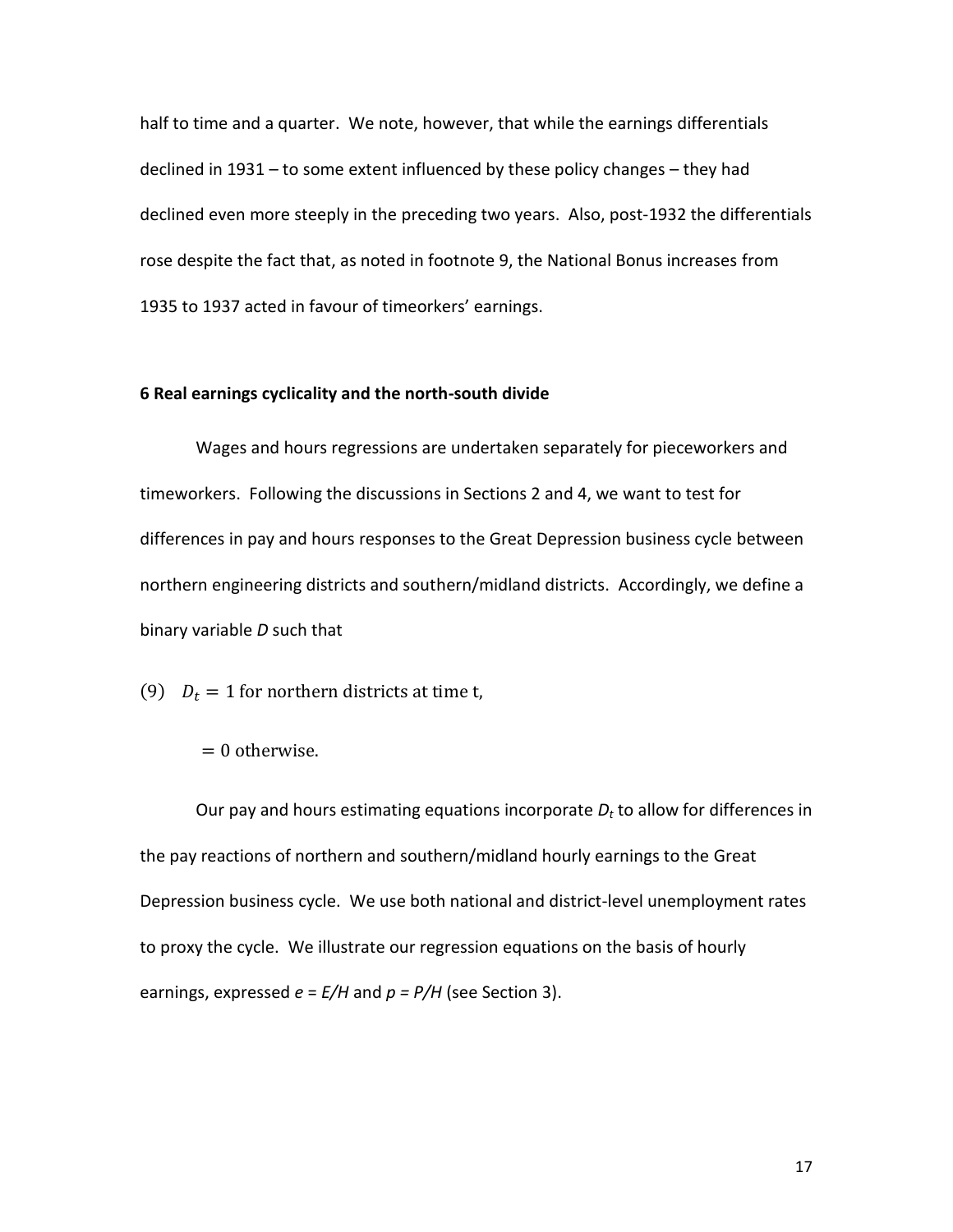half to time and a quarter. We note, however, that while the earnings differentials declined in 1931 – to some extent influenced by these policy changes – they had declined even more steeply in the preceding two years. Also, post-1932 the differentials rose despite the fact that, as noted in footnote 9, the National Bonus increases from 1935 to 1937 acted in favour of timeorkers' earnings.

## 6 Real earnings cyclicality and the north-south divide

Wages and hours regressions are undertaken separately for pieceworkers and timeworkers. Following the discussions in Sections 2 and 4, we want to test for differences in pay and hours responses to the Great Depression business cycle between northern engineering districts and southern/midland districts. Accordingly, we define a binary variable *D* such that

$$\text{(9)} \quad D_t = 1 \text{ for northern districts at time t,}$$

$$= 0 \text{ otherwise.}$$

Our pay and hours estimating equations incorporate $D_t$ to allow for differences in the pay reactions of northern and southern/midland hourly earnings to the Great Depression business cycle. We use both national and district-level unemployment rates to proxy the cycle. We illustrate our regression equations on the basis of hourly earnings, expressed $e = E/H$ and $p = P/H$ (see Section 3).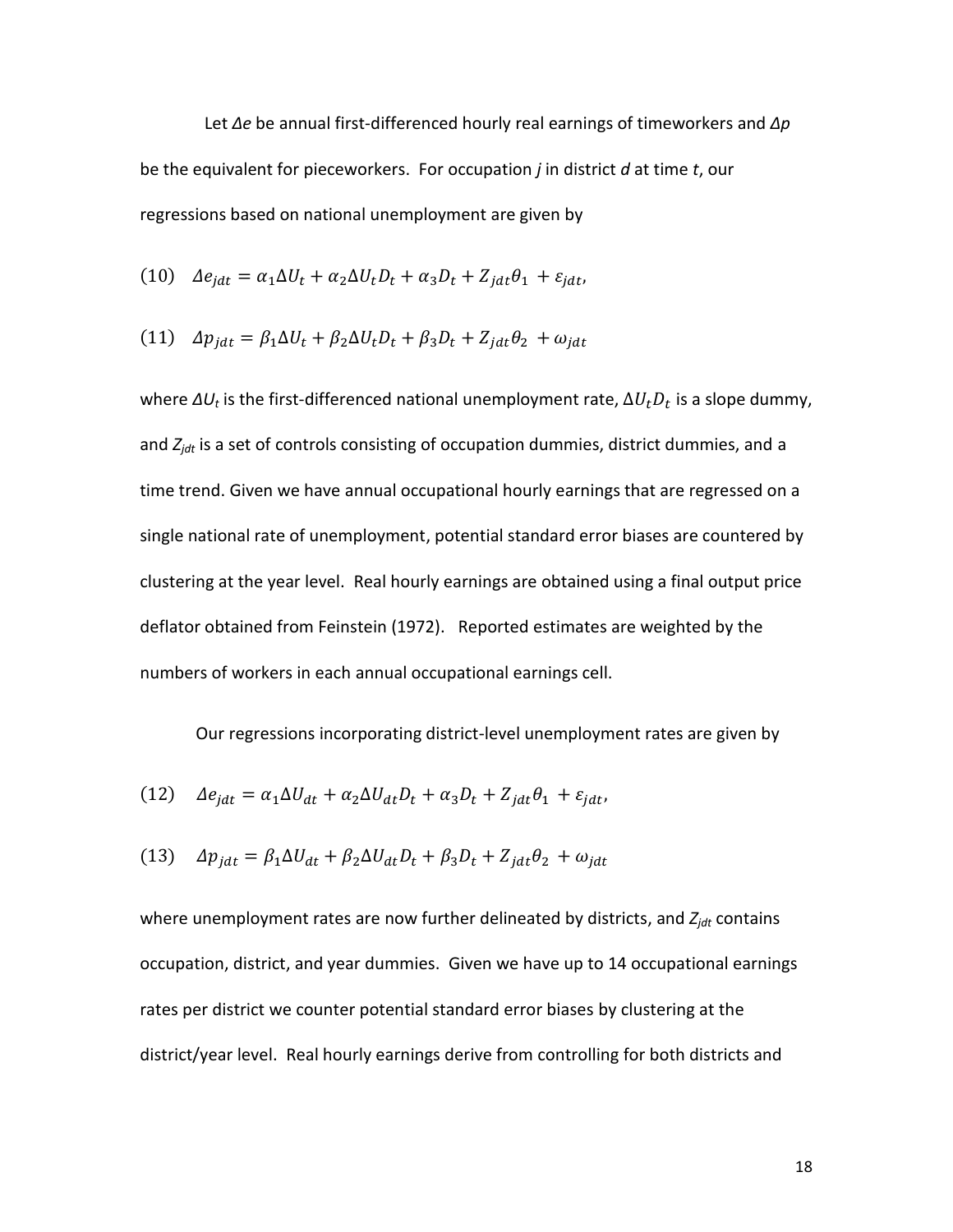Let $\Delta e$ be annual first-differenced hourly real earnings of timeworkers and $\Delta p$ be the equivalent for pieceworkers. For occupation *j* in district *d* at time *t*, our regressions based on national unemployment are given by

$$(10) \quad \Delta e_{jdt} = \alpha_1 \Delta U_t + \alpha_2 \Delta U_t D_t + \alpha_3 D_t + Z_{jdt}\theta_1 + \varepsilon_{jdt},$$

$$(11) \quad \Delta p_{jdt} = \beta_1 \Delta U_t + \beta_2 \Delta U_t D_t + \beta_3 D_t + Z_{jdt}\theta_2 + \omega_{jdt}$$

where $\Delta U_t$ is the first-differenced national unemployment rate, $\Delta U_t D_t$ is a slope dummy, and $Z_{jdt}$ is a set of controls consisting of occupation dummies, district dummies, and a time trend. Given we have annual occupational hourly earnings that are regressed on a single national rate of unemployment, potential standard error biases are countered by clustering at the year level. Real hourly earnings are obtained using a final output price deflator obtained from Feinstein (1972). Reported estimates are weighted by the numbers of workers in each annual occupational earnings cell.

Our regressions incorporating district-level unemployment rates are given by

$$(12) \quad \Delta e_{jdt} = \alpha_1 \Delta U_{dt} + \alpha_2 \Delta U_{dt} D_t + \alpha_3 D_t + Z_{jdt}\theta_1 + \varepsilon_{jdt},$$

$$(13) \quad \Delta p_{jdt} = \beta_1 \Delta U_{dt} + \beta_2 \Delta U_{dt} D_t + \beta_3 D_t + Z_{jdt}\theta_2 + \omega_{jdt}$$

where unemployment rates are now further delineated by districts, and $Z_{jdt}$ contains occupation, district, and year dummies. Given we have up to 14 occupational earnings rates per district we counter potential standard error biases by clustering at the district/year level. Real hourly earnings derive from controlling for both districts and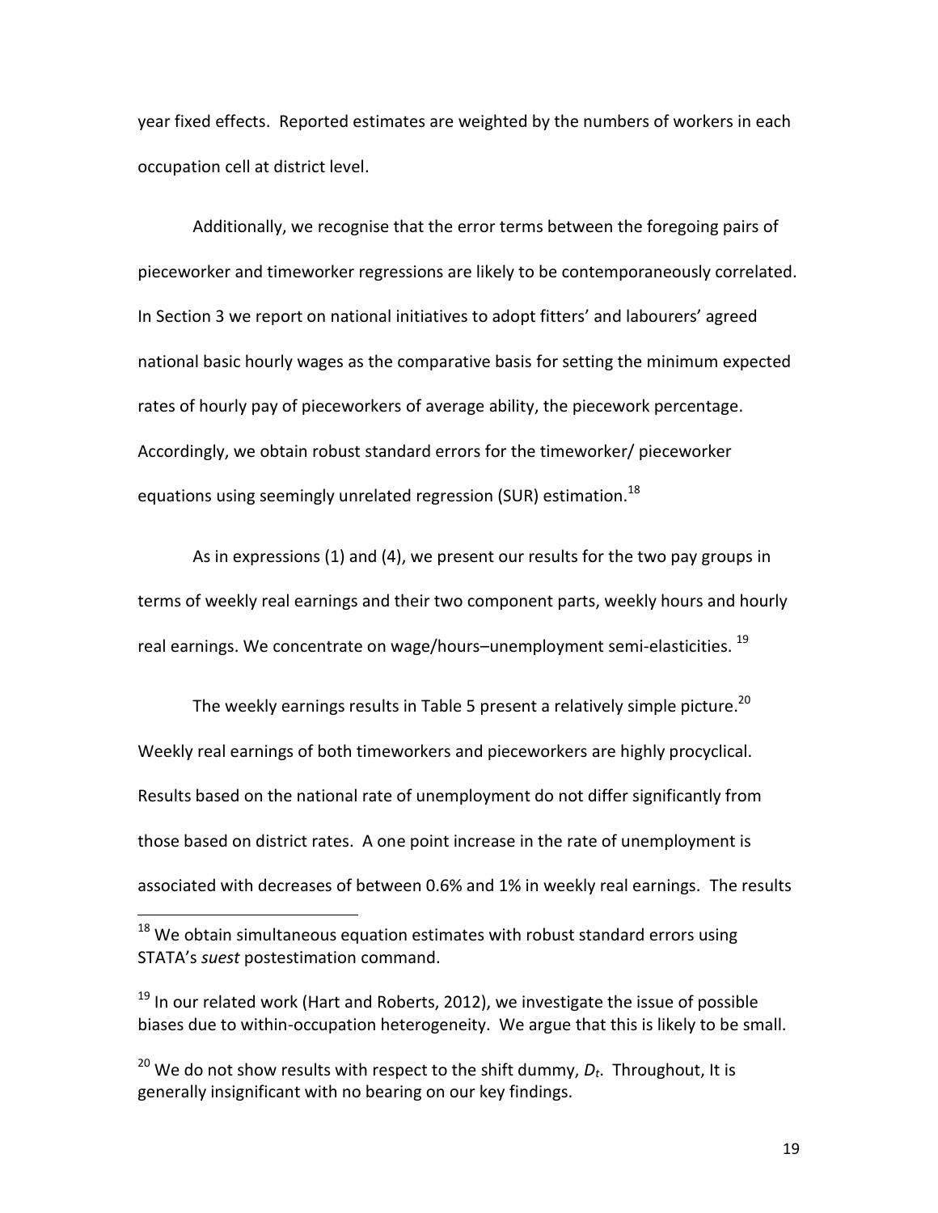year fixed effects. Reported estimates are weighted by the numbers of workers in each occupation cell at district level.

Additionally, we recognise that the error terms between the foregoing pairs of pieceworker and timeworker regressions are likely to be contemporaneously correlated. In Section 3 we report on national initiatives to adopt fitters' and labourers' agreed national basic hourly wages as the comparative basis for setting the minimum expected rates of hourly pay of pieceworkers of average ability, the piecework percentage. Accordingly, we obtain robust standard errors for the timeworker/ pieceworker equations using seemingly unrelated regression (SUR) estimation.[18]

As in expressions (1) and (4), we present our results for the two pay groups in terms of weekly real earnings and their two component parts, weekly hours and hourly real earnings. We concentrate on wage/hours–unemployment semi-elasticities. [19]

The weekly earnings results in Table 5 present a relatively simple picture.[20] Weekly real earnings of both timeworkers and pieceworkers are highly procyclical. Results based on the national rate of unemployment do not differ significantly from those based on district rates. A one point increase in the rate of unemployment is associated with decreases of between 0.6% and 1% in weekly real earnings. The results

---

[18] We obtain simultaneous equation estimates with robust standard errors using STATA's *suest* postestimation command.

[19] In our related work (Hart and Roberts, 2012), we investigate the issue of possible biases due to within-occupation heterogeneity. We argue that this is likely to be small.

[20] We do not show results with respect to the shift dummy, $D_t$. Throughout, It is generally insignificant with no bearing on our key findings.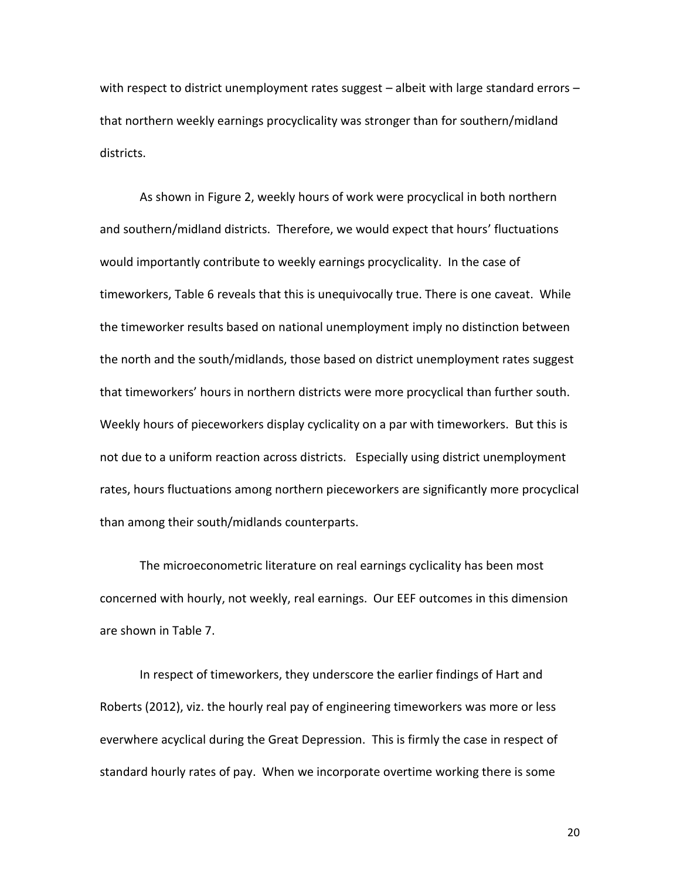with respect to district unemployment rates suggest – albeit with large standard errors – that northern weekly earnings procyclicality was stronger than for southern/midland districts.

As shown in Figure 2, weekly hours of work were procyclical in both northern and southern/midland districts. Therefore, we would expect that hours' fluctuations would importantly contribute to weekly earnings procyclicality. In the case of timeworkers, Table 6 reveals that this is unequivocally true. There is one caveat. While the timeworker results based on national unemployment imply no distinction between the north and the south/midlands, those based on district unemployment rates suggest that timeworkers' hours in northern districts were more procyclical than further south. Weekly hours of pieceworkers display cyclicality on a par with timeworkers. But this is not due to a uniform reaction across districts. Especially using district unemployment rates, hours fluctuations among northern pieceworkers are significantly more procyclical than among their south/midlands counterparts.

The microeconometric literature on real earnings cyclicality has been most concerned with hourly, not weekly, real earnings. Our EEF outcomes in this dimension are shown in Table 7.

In respect of timeworkers, they underscore the earlier findings of Hart and Roberts (2012), viz. the hourly real pay of engineering timeworkers was more or less everwhere acyclical during the Great Depression. This is firmly the case in respect of standard hourly rates of pay. When we incorporate overtime working there is some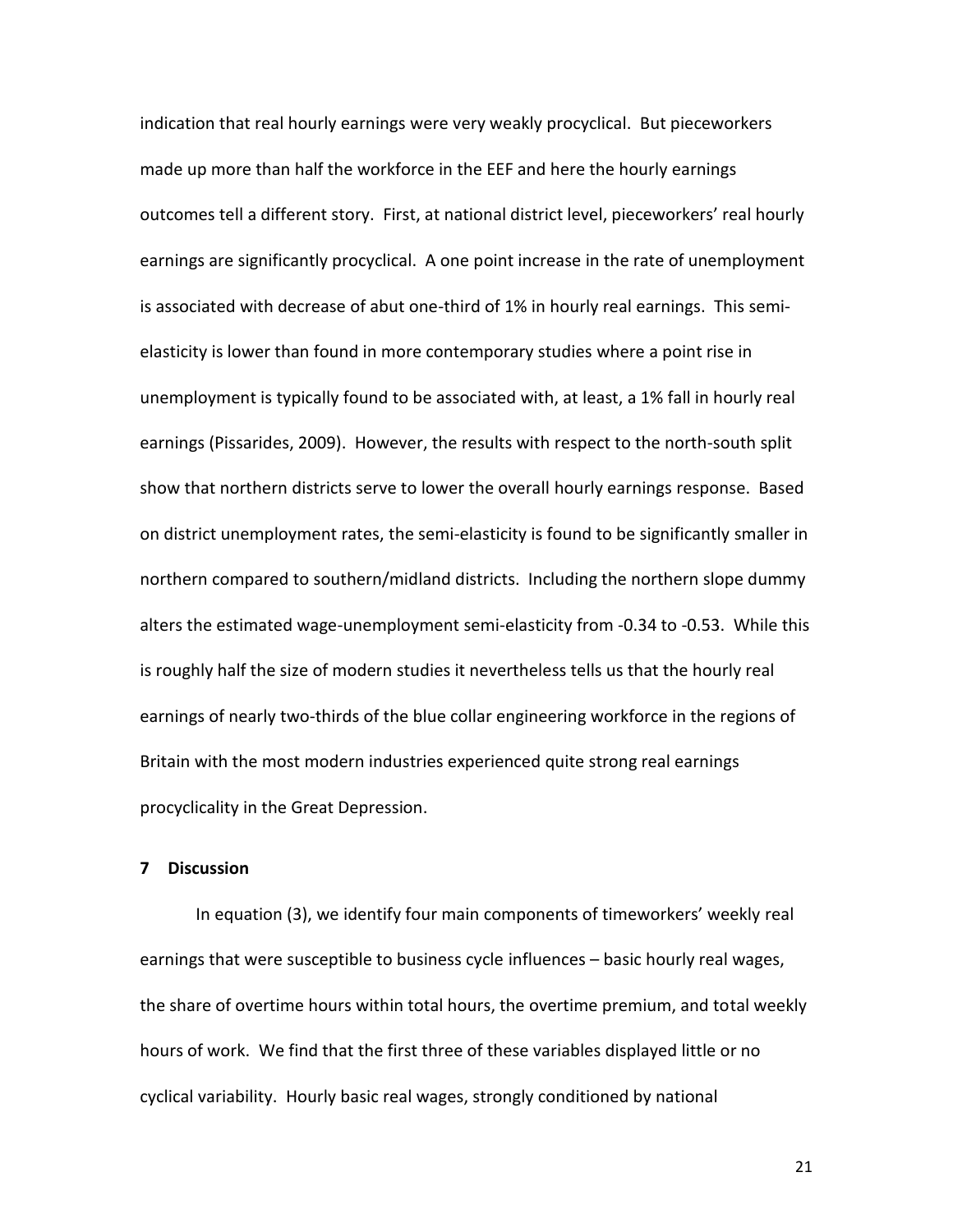indication that real hourly earnings were very weakly procyclical. But pieceworkers made up more than half the workforce in the EEF and here the hourly earnings outcomes tell a different story. First, at national district level, pieceworkers' real hourly earnings are significantly procyclical. A one point increase in the rate of unemployment is associated with decrease of abut one-third of 1% in hourly real earnings. This semi-elasticity is lower than found in more contemporary studies where a point rise in unemployment is typically found to be associated with, at least, a 1% fall in hourly real earnings (Pissarides, 2009). However, the results with respect to the north-south split show that northern districts serve to lower the overall hourly earnings response. Based on district unemployment rates, the semi-elasticity is found to be significantly smaller in northern compared to southern/midland districts. Including the northern slope dummy alters the estimated wage-unemployment semi-elasticity from -0.34 to -0.53. While this is roughly half the size of modern studies it nevertheless tells us that the hourly real earnings of nearly two-thirds of the blue collar engineering workforce in the regions of Britain with the most modern industries experienced quite strong real earnings procyclicality in the Great Depression.

## 7 Discussion

In equation (3), we identify four main components of timeworkers' weekly real earnings that were susceptible to business cycle influences – basic hourly real wages, the share of overtime hours within total hours, the overtime premium, and total weekly hours of work. We find that the first three of these variables displayed little or no cyclical variability. Hourly basic real wages, strongly conditioned by national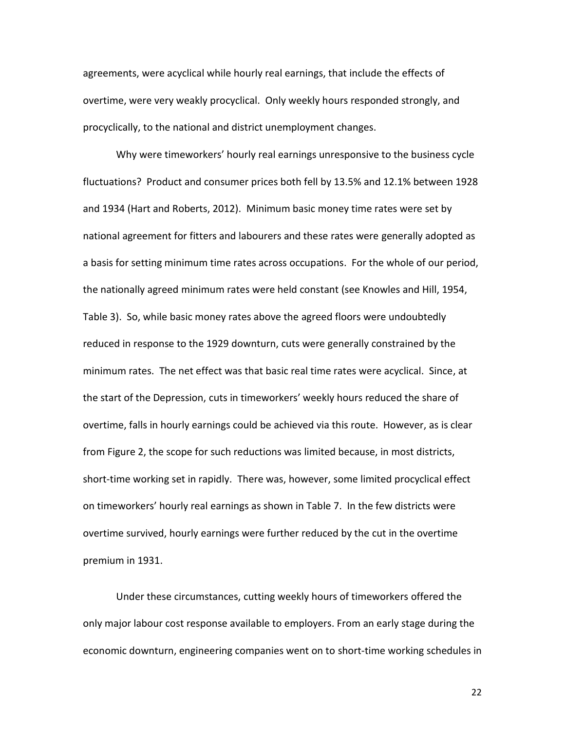agreements, were acyclical while hourly real earnings, that include the effects of overtime, were very weakly procyclical. Only weekly hours responded strongly, and procyclically, to the national and district unemployment changes.

Why were timeworkers' hourly real earnings unresponsive to the business cycle fluctuations? Product and consumer prices both fell by 13.5% and 12.1% between 1928 and 1934 (Hart and Roberts, 2012). Minimum basic money time rates were set by national agreement for fitters and labourers and these rates were generally adopted as a basis for setting minimum time rates across occupations. For the whole of our period, the nationally agreed minimum rates were held constant (see Knowles and Hill, 1954, Table 3). So, while basic money rates above the agreed floors were undoubtedly reduced in response to the 1929 downturn, cuts were generally constrained by the minimum rates. The net effect was that basic real time rates were acyclical. Since, at the start of the Depression, cuts in timeworkers' weekly hours reduced the share of overtime, falls in hourly earnings could be achieved via this route. However, as is clear from Figure 2, the scope for such reductions was limited because, in most districts, short-time working set in rapidly. There was, however, some limited procyclical effect on timeworkers' hourly real earnings as shown in Table 7. In the few districts were overtime survived, hourly earnings were further reduced by the cut in the overtime premium in 1931.

Under these circumstances, cutting weekly hours of timeworkers offered the only major labour cost response available to employers. From an early stage during the economic downturn, engineering companies went on to short-time working schedules in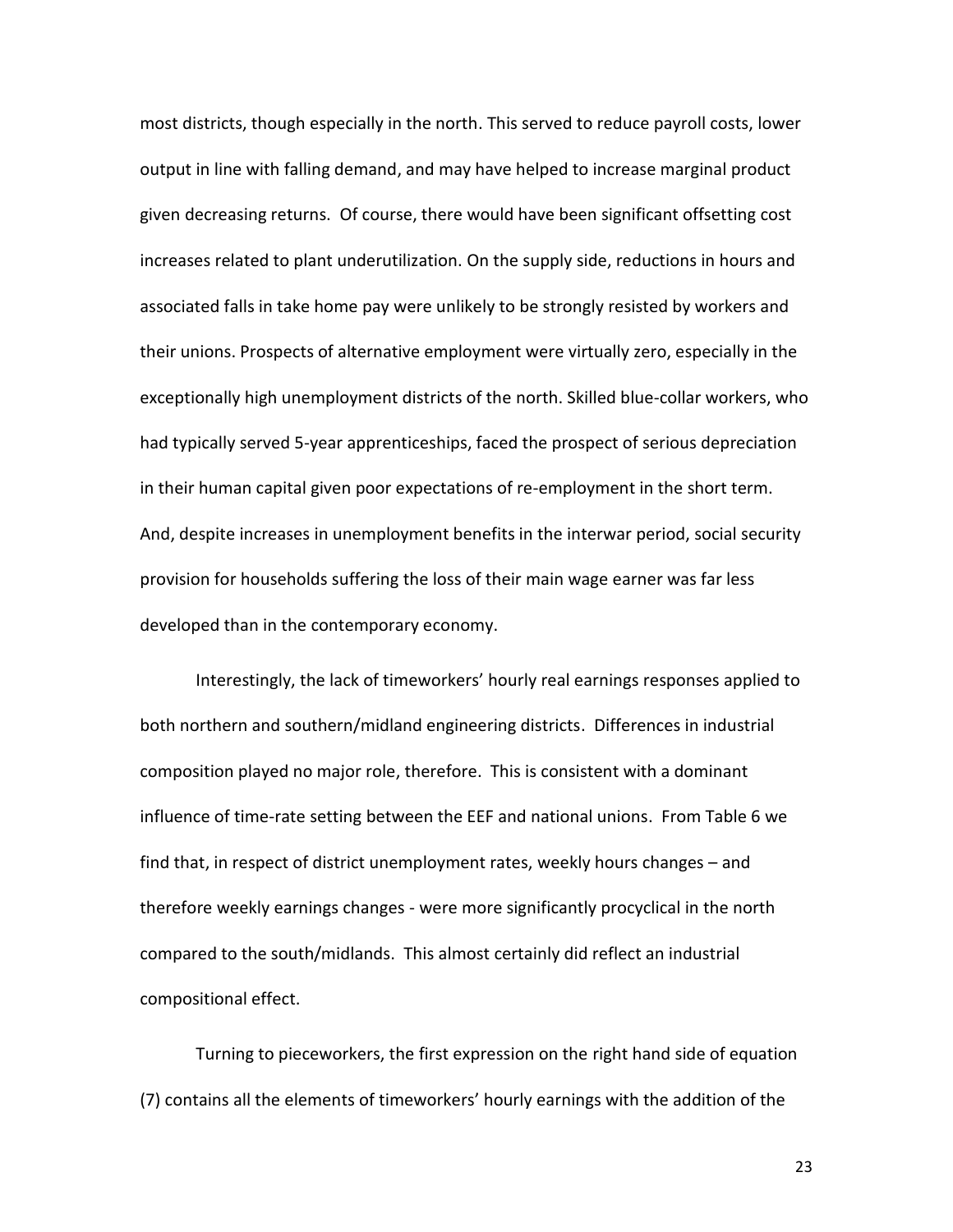most districts, though especially in the north. This served to reduce payroll costs, lower output in line with falling demand, and may have helped to increase marginal product given decreasing returns. Of course, there would have been significant offsetting cost increases related to plant underutilization. On the supply side, reductions in hours and associated falls in take home pay were unlikely to be strongly resisted by workers and their unions. Prospects of alternative employment were virtually zero, especially in the exceptionally high unemployment districts of the north. Skilled blue-collar workers, who had typically served 5-year apprenticeships, faced the prospect of serious depreciation in their human capital given poor expectations of re-employment in the short term. And, despite increases in unemployment benefits in the interwar period, social security provision for households suffering the loss of their main wage earner was far less developed than in the contemporary economy.

Interestingly, the lack of timeworkers' hourly real earnings responses applied to both northern and southern/midland engineering districts. Differences in industrial composition played no major role, therefore. This is consistent with a dominant influence of time-rate setting between the EEF and national unions. From Table 6 we find that, in respect of district unemployment rates, weekly hours changes – and therefore weekly earnings changes - were more significantly procyclical in the north compared to the south/midlands. This almost certainly did reflect an industrial compositional effect.

Turning to pieceworkers, the first expression on the right hand side of equation (7) contains all the elements of timeworkers' hourly earnings with the addition of the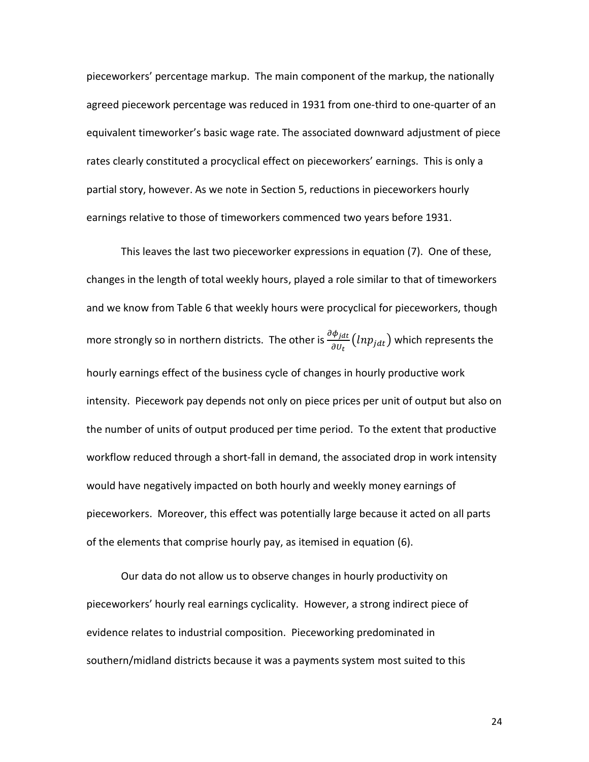pieceworkers' percentage markup. The main component of the markup, the nationally agreed piecework percentage was reduced in 1931 from one-third to one-quarter of an equivalent timeworker's basic wage rate. The associated downward adjustment of piece rates clearly constituted a procyclical effect on pieceworkers' earnings. This is only a partial story, however. As we note in Section 5, reductions in pieceworkers hourly earnings relative to those of timeworkers commenced two years before 1931.

This leaves the last two pieceworker expressions in equation (7). One of these, changes in the length of total weekly hours, played a role similar to that of timeworkers and we know from Table 6 that weekly hours were procyclical for pieceworkers, though more strongly so in northern districts. The other is $\frac{\partial \phi_{jdt}}{\partial U_t}(lnp_{jdt})$ which represents the hourly earnings effect of the business cycle of changes in hourly productive work intensity. Piecework pay depends not only on piece prices per unit of output but also on the number of units of output produced per time period. To the extent that productive workflow reduced through a short-fall in demand, the associated drop in work intensity would have negatively impacted on both hourly and weekly money earnings of pieceworkers. Moreover, this effect was potentially large because it acted on all parts of the elements that comprise hourly pay, as itemised in equation (6).

Our data do not allow us to observe changes in hourly productivity on pieceworkers' hourly real earnings cyclicality. However, a strong indirect piece of evidence relates to industrial composition. Pieceworking predominated in southern/midland districts because it was a payments system most suited to this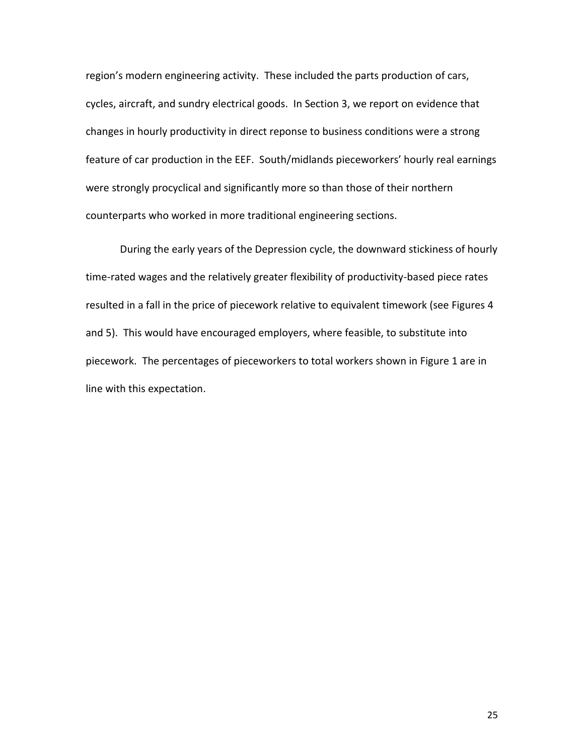region's modern engineering activity. These included the parts production of cars, cycles, aircraft, and sundry electrical goods. In Section 3, we report on evidence that changes in hourly productivity in direct reponse to business conditions were a strong feature of car production in the EEF. South/midlands pieceworkers' hourly real earnings were strongly procyclical and significantly more so than those of their northern counterparts who worked in more traditional engineering sections.

During the early years of the Depression cycle, the downward stickiness of hourly time-rated wages and the relatively greater flexibility of productivity-based piece rates resulted in a fall in the price of piecework relative to equivalent timework (see Figures 4 and 5). This would have encouraged employers, where feasible, to substitute into piecework. The percentages of pieceworkers to total workers shown in Figure 1 are in line with this expectation.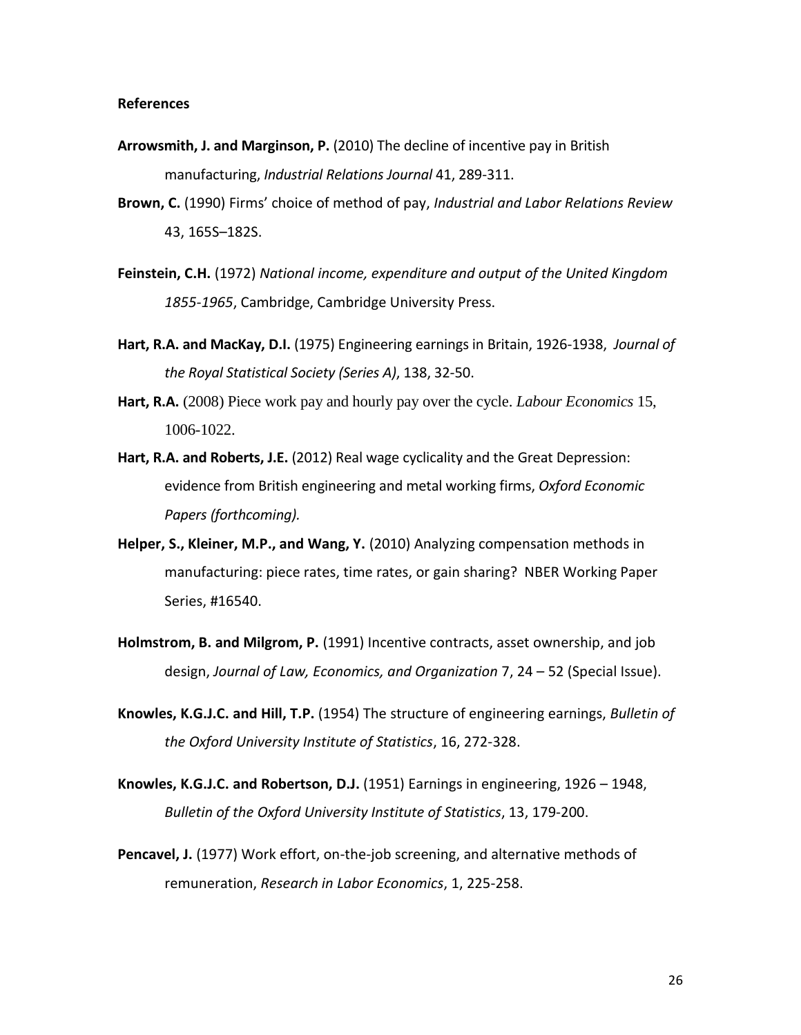**References**

**Arrowsmith, J. and Marginson, P.** (2010) The decline of incentive pay in British manufacturing, *Industrial Relations Journal* 41, 289-311.

**Brown, C.** (1990) Firms' choice of method of pay, *Industrial and Labor Relations Review* 43, 165S–182S.

**Feinstein, C.H.** (1972) *National income, expenditure and output of the United Kingdom 1855-1965*, Cambridge, Cambridge University Press.

**Hart, R.A. and MacKay, D.I.** (1975) Engineering earnings in Britain, 1926-1938, *Journal of the Royal Statistical Society (Series A)*, 138, 32-50.

**Hart, R.A.** (2008) Piece work pay and hourly pay over the cycle. *Labour Economics* 15, 1006-1022.

**Hart, R.A. and Roberts, J.E.** (2012) Real wage cyclicality and the Great Depression: evidence from British engineering and metal working firms, *Oxford Economic Papers (forthcoming).*

**Helper, S., Kleiner, M.P., and Wang, Y.** (2010) Analyzing compensation methods in manufacturing: piece rates, time rates, or gain sharing? NBER Working Paper Series, #16540.

**Holmstrom, B. and Milgrom, P.** (1991) Incentive contracts, asset ownership, and job design, *Journal of Law, Economics, and Organization* 7, 24 – 52 (Special Issue).

**Knowles, K.G.J.C. and Hill, T.P.** (1954) The structure of engineering earnings, *Bulletin of the Oxford University Institute of Statistics*, 16, 272-328.

**Knowles, K.G.J.C. and Robertson, D.J.** (1951) Earnings in engineering, 1926 – 1948, *Bulletin of the Oxford University Institute of Statistics*, 13, 179-200.

**Pencavel, J.** (1977) Work effort, on-the-job screening, and alternative methods of remuneration, *Research in Labor Economics*, 1, 225-258.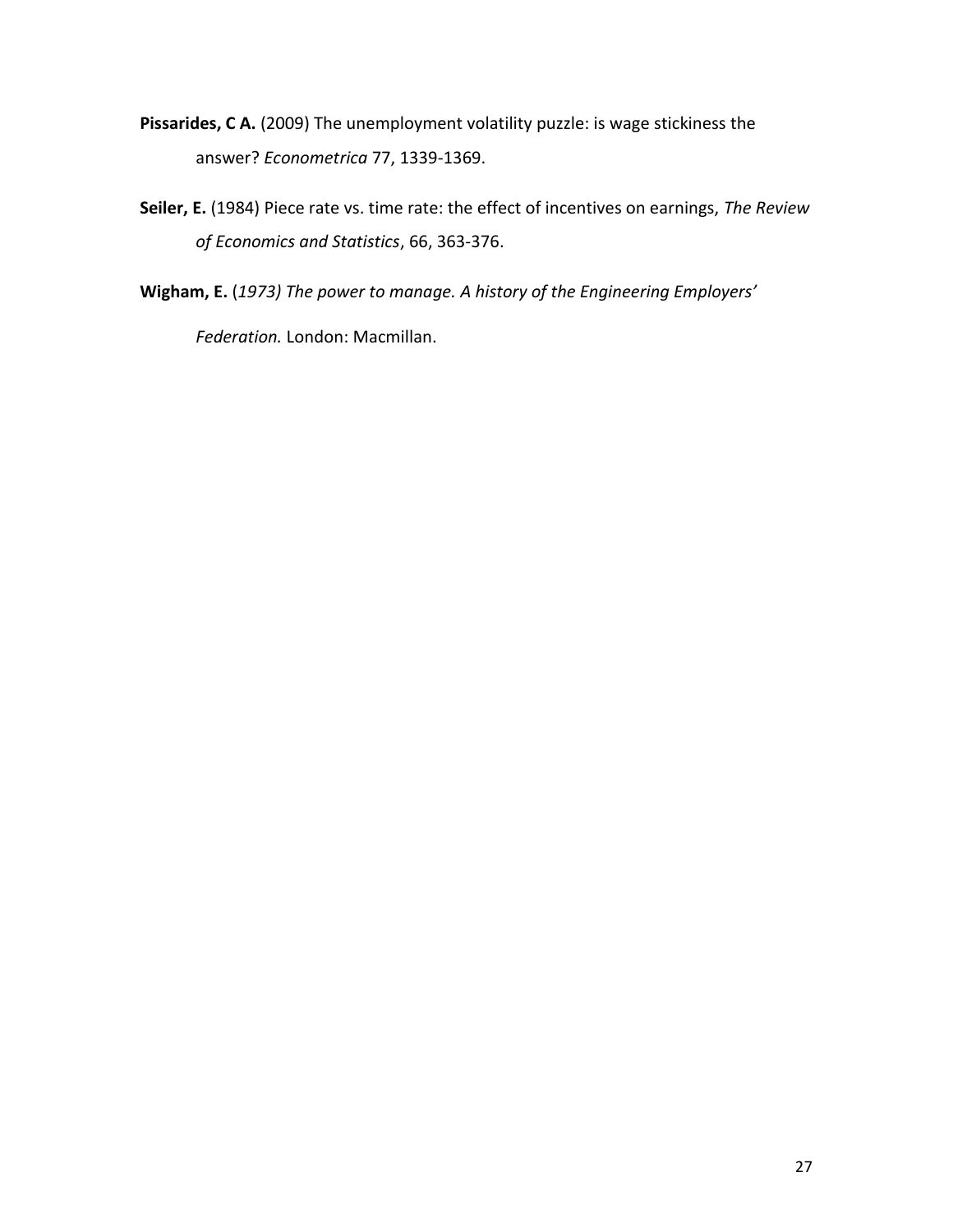**Pissarides, C A.** (2009) The unemployment volatility puzzle: is wage stickiness the answer? *Econometrica* 77, 1339-1369.

**Seiler, E.** (1984) Piece rate vs. time rate: the effect of incentives on earnings, *The Review of Economics and Statistics*, 66, 363-376.

**Wigham, E.** (*1973) The power to manage. A history of the Engineering Employers' Federation.* London: Macmillan.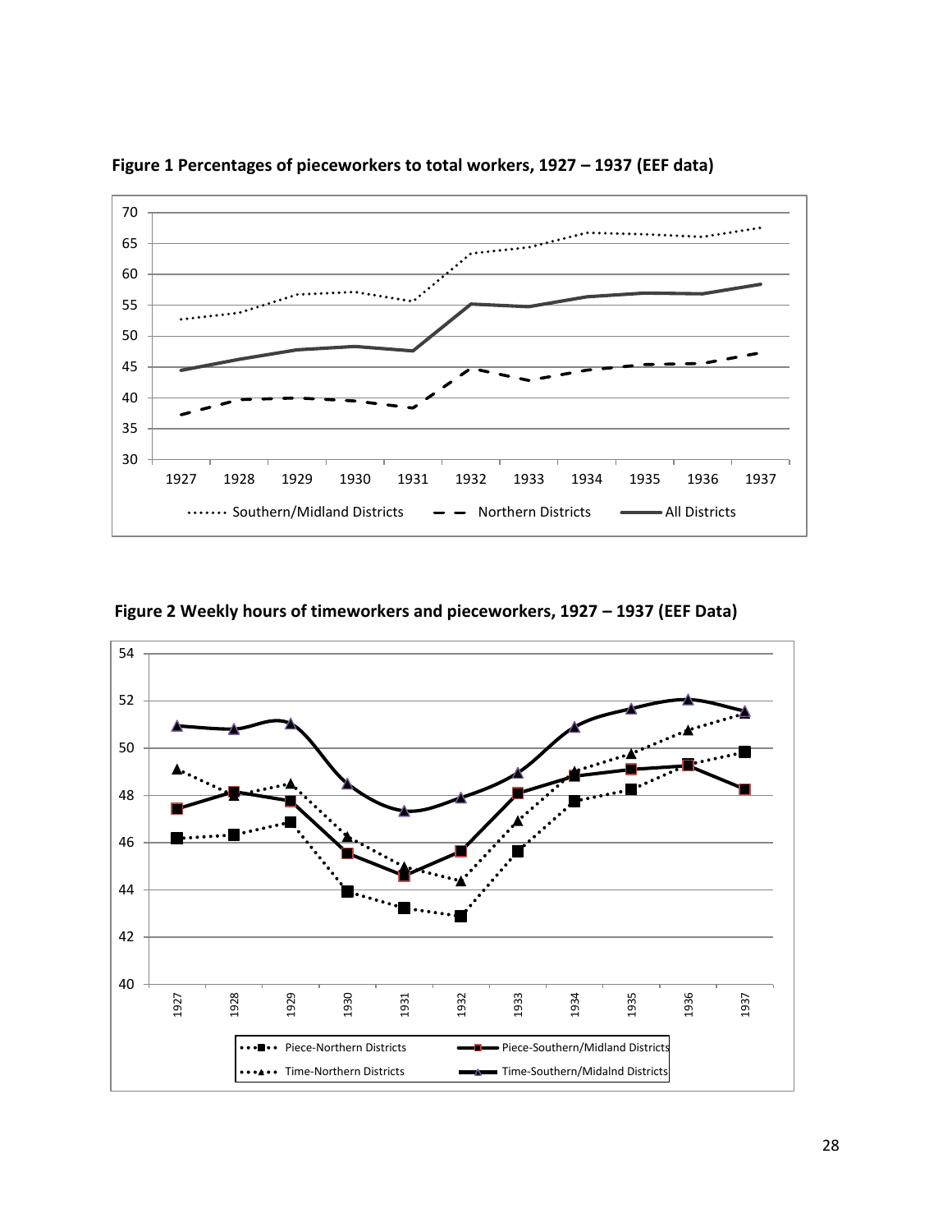**Figure 1 Percentages of pieceworkers to total workers, 1927 – 1937 (EEF data)**

70
65
60
55
50
45
40
35
30

1927 1928 1929 1930 1931 1932 1933 1934 1935 1936 1937

Southern/Midland Districts
Northern Districts
All Districts

**Figure 2 Weekly hours of timeworkers and pieceworkers, 1927 – 1937 (EEF Data)**

54
52
50
48
46
44
42
40

1927 1928 1929 1930 1931 1932 1933 1934 1935 1936 1937

Piece-Northern Districts
Piece-Southern/Midland Districts
Time-Northern Districts
Time-Southern/Midalnd Districts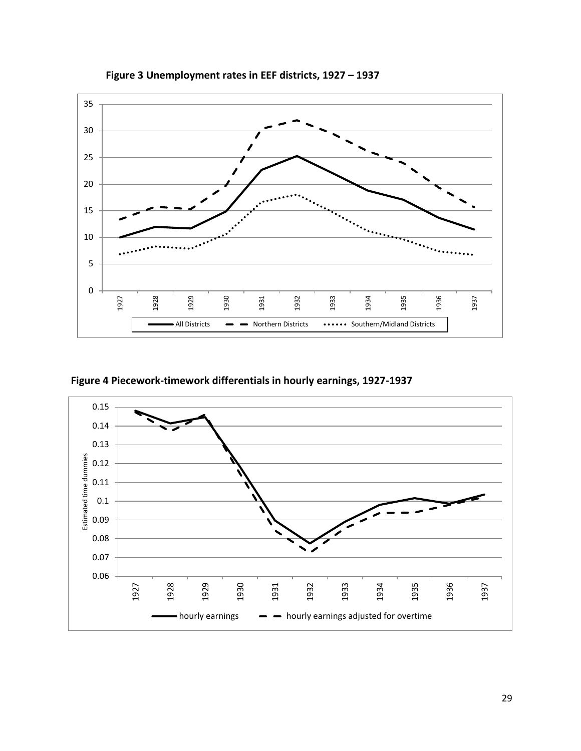**Figure 3 Unemployment rates in EEF districts, 1927 – 1937**

35
30
25
20
15
10
5
0

1927 1928 1929 1930 1931 1932 1933 1934 1935 1936 1937

All Districts — Northern Districts — Southern/Midland Districts

**Figure 4 Piecework-timework differentials in hourly earnings, 1927-1937**

Estimated time dummies

0.15
0.14
0.13
0.12
0.11
0.1
0.09
0.08
0.07
0.06

1927 1928 1929 1930 1931 1932 1933 1934 1935 1936 1937

hourly earnings — hourly earnings adjusted for overtime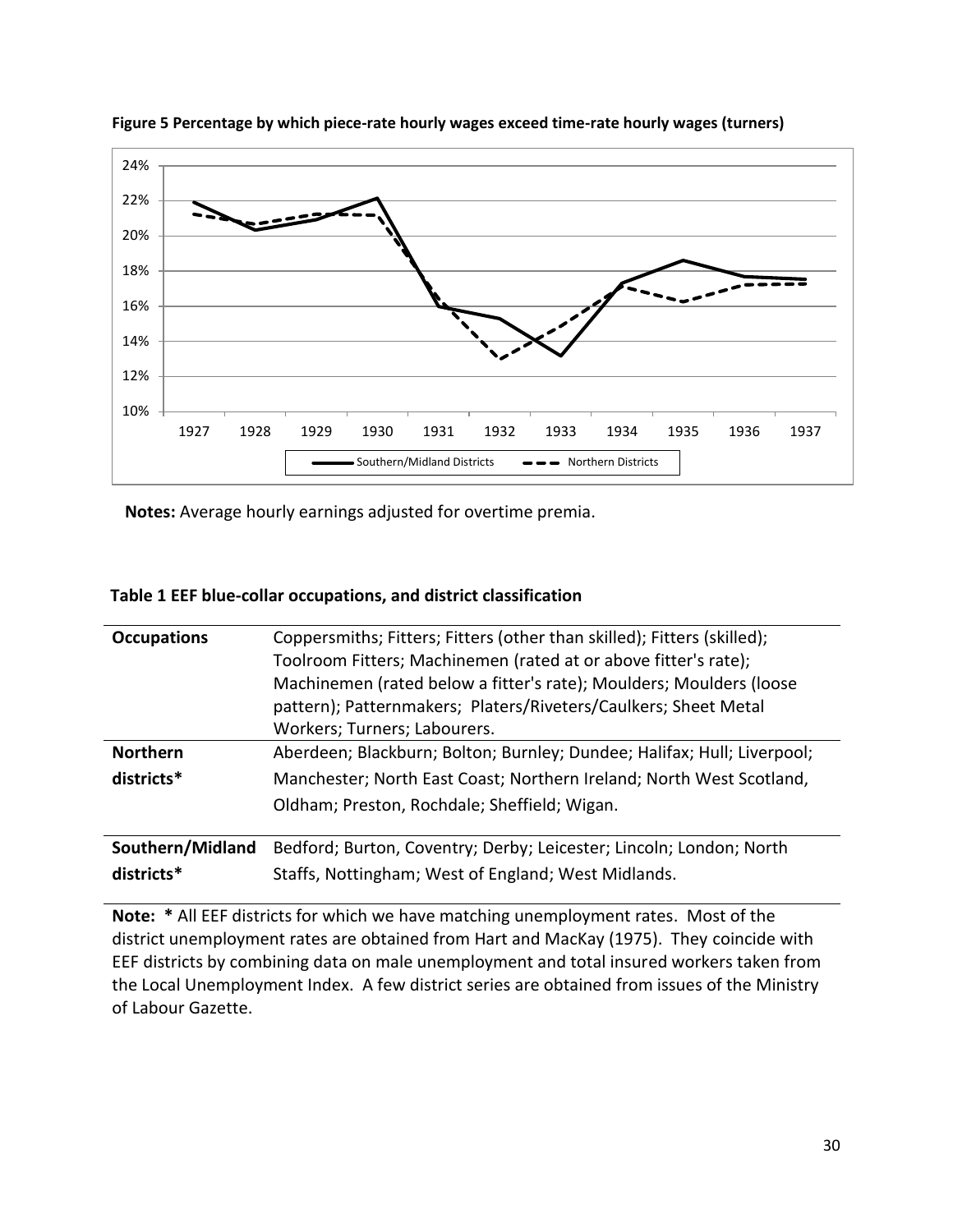**Figure 5 Percentage by which piece-rate hourly wages exceed time-rate hourly wages (turners)**

24%
22%
20%
18%
16%
14%
12%
10%

1927 1928 1929 1930 1931 1932 1933 1934 1935 1936 1937

Southern/Midland Districts
Northern Districts

**Notes:** Average hourly earnings adjusted for overtime premia.

**Table 1 EEF blue-collar occupations, and district classification**

| | |
|---|---|
| **Occupations** | Coppersmiths; Fitters; Fitters (other than skilled); Fitters (skilled); Toolroom Fitters; Machinemen (rated at or above fitter's rate); Machinemen (rated below a fitter's rate); Moulders; Moulders (loose pattern); Patternmakers; Platers/Riveters/Caulkers; Sheet Metal Workers; Turners; Labourers. |
| **Northern districts*** | Aberdeen; Blackburn; Bolton; Burnley; Dundee; Halifax; Hull; Liverpool; Manchester; North East Coast; Northern Ireland; North West Scotland, Oldham; Preston, Rochdale; Sheffield; Wigan. |
| **Southern/Midland districts*** | Bedford; Burton, Coventry; Derby; Leicester; Lincoln; London; North Staffs, Nottingham; West of England; West Midlands. |

**Note:** * All EEF districts for which we have matching unemployment rates. Most of the district unemployment rates are obtained from Hart and MacKay (1975). They coincide with EEF districts by combining data on male unemployment and total insured workers taken from the Local Unemployment Index. A few district series are obtained from issues of the Ministry of Labour Gazette.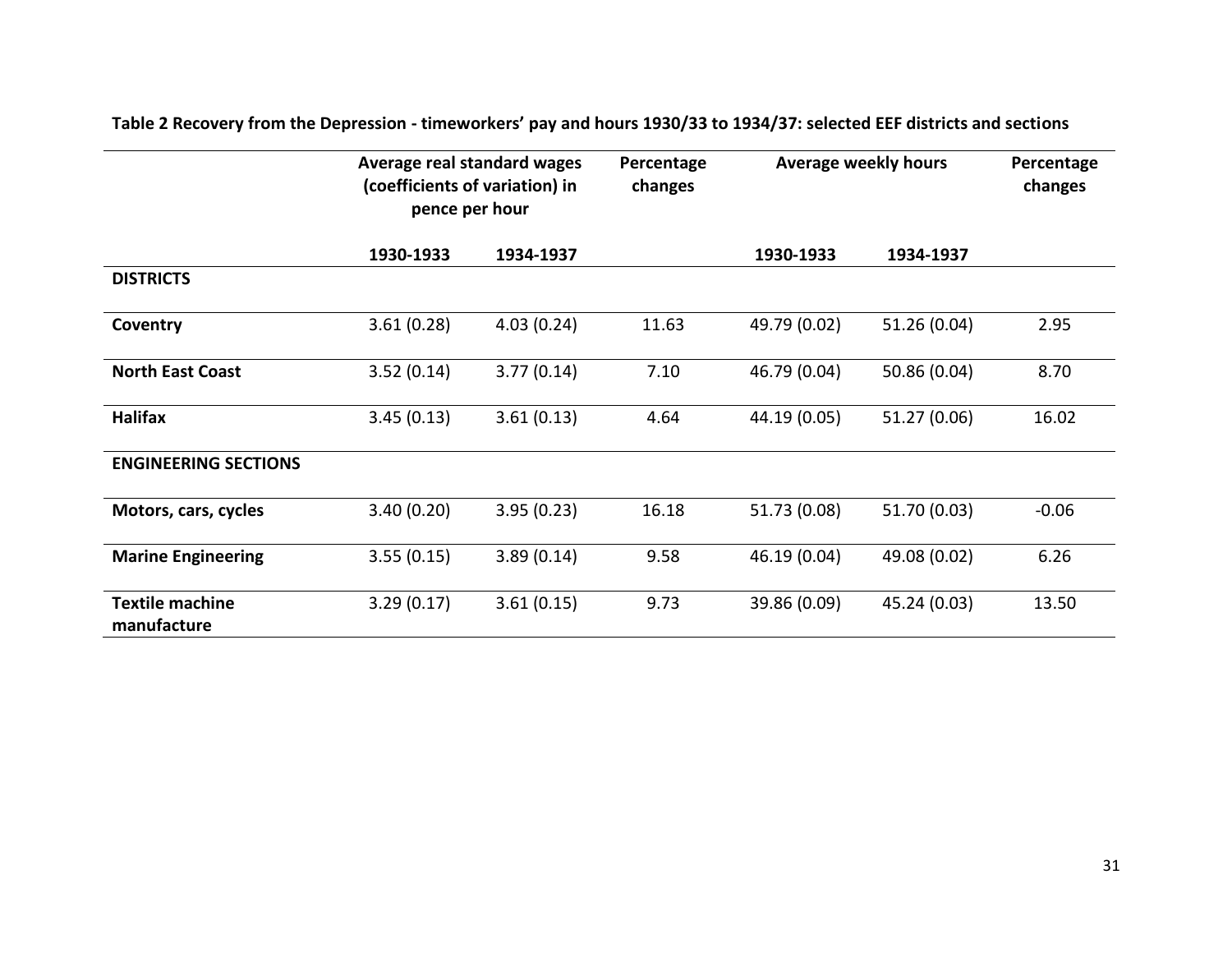**Table 2 Recovery from the Depression - timeworkers' pay and hours 1930/33 to 1934/37: selected EEF districts and sections**

| | Average real standard wages (coefficients of variation) in pence per hour | | Percentage changes | Average weekly hours | | Percentage changes |
|---|---|---|---|---|---|---|
| | 1930-1933 | 1934-1937 | | 1930-1933 | 1934-1937 | |
| **DISTRICTS** | | | | | | |
| **Coventry** | 3.61 (0.28) | 4.03 (0.24) | 11.63 | 49.79 (0.02) | 51.26 (0.04) | 2.95 |
| **North East Coast** | 3.52 (0.14) | 3.77 (0.14) | 7.10 | 46.79 (0.04) | 50.86 (0.04) | 8.70 |
| **Halifax** | 3.45 (0.13) | 3.61 (0.13) | 4.64 | 44.19 (0.05) | 51.27 (0.06) | 16.02 |
| **ENGINEERING SECTIONS** | | | | | | |
| **Motors, cars, cycles** | 3.40 (0.20) | 3.95 (0.23) | 16.18 | 51.73 (0.08) | 51.70 (0.03) | -0.06 |
| **Marine Engineering** | 3.55 (0.15) | 3.89 (0.14) | 9.58 | 46.19 (0.04) | 49.08 (0.02) | 6.26 |
| **Textile machine manufacture** | 3.29 (0.17) | 3.61 (0.15) | 9.73 | 39.86 (0.09) | 45.24 (0.03) | 13.50 |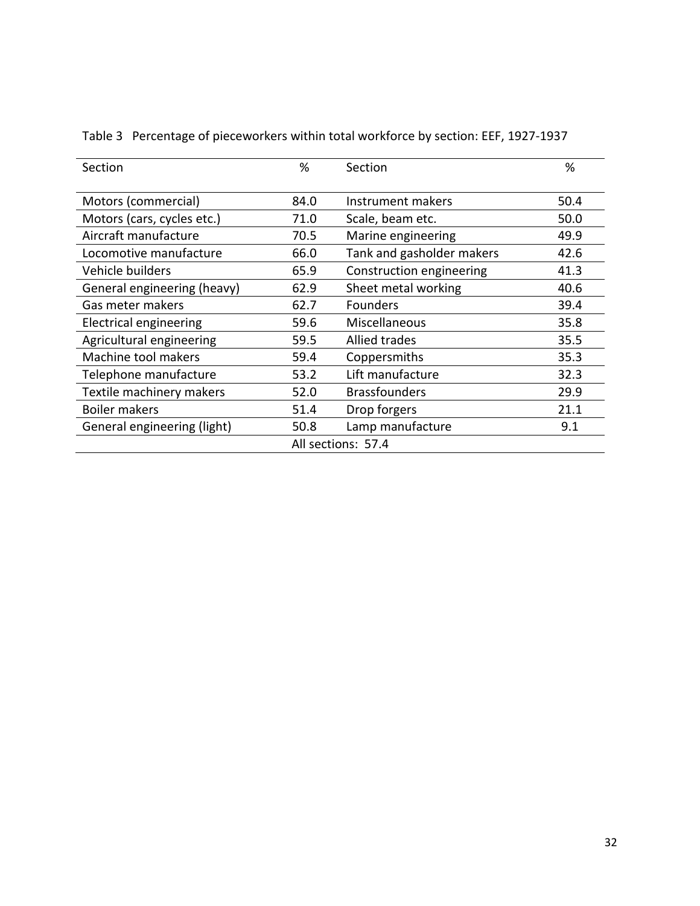Table 3 Percentage of pieceworkers within total workforce by section: EEF, 1927-1937

| Section | % | Section | % |
|---|---|---|---|
| Motors (commercial) | 84.0 | Instrument makers | 50.4 |
| Motors (cars, cycles etc.) | 71.0 | Scale, beam etc. | 50.0 |
| Aircraft manufacture | 70.5 | Marine engineering | 49.9 |
| Locomotive manufacture | 66.0 | Tank and gasholder makers | 42.6 |
| Vehicle builders | 65.9 | Construction engineering | 41.3 |
| General engineering (heavy) | 62.9 | Sheet metal working | 40.6 |
| Gas meter makers | 62.7 | Founders | 39.4 |
| Electrical engineering | 59.6 | Miscellaneous | 35.8 |
| Agricultural engineering | 59.5 | Allied trades | 35.5 |
| Machine tool makers | 59.4 | Coppersmiths | 35.3 |
| Telephone manufacture | 53.2 | Lift manufacture | 32.3 |
| Textile machinery makers | 52.0 | Brassfounders | 29.9 |
| Boiler makers | 51.4 | Drop forgers | 21.1 |
| General engineering (light) | 50.8 | Lamp manufacture | 9.1 |
| All sections: 57.4 | | | |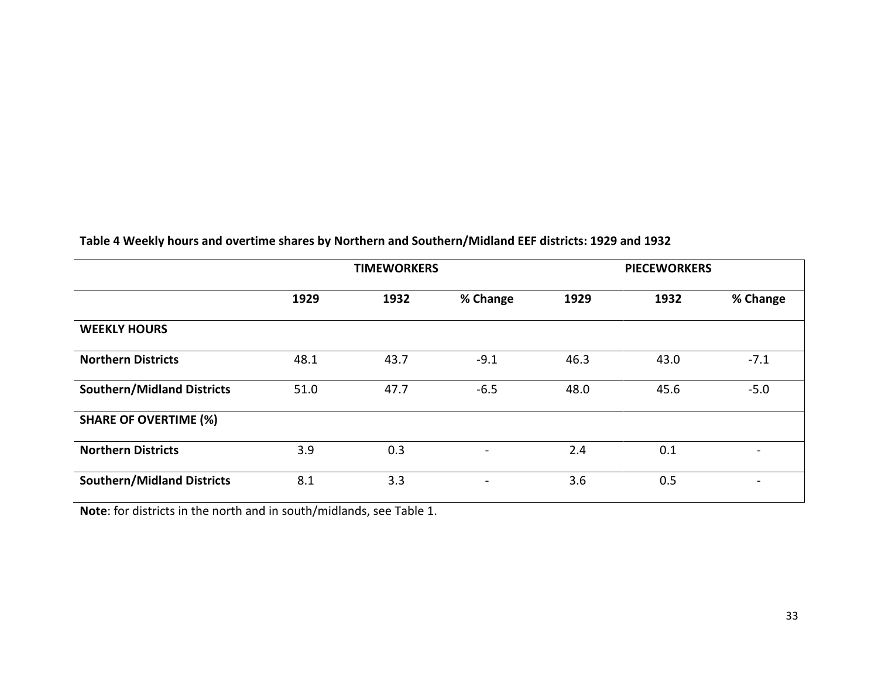**Table 4 Weekly hours and overtime shares by Northern and Southern/Midland EEF districts: 1929 and 1932**

| | TIMEWORKERS | | | PIECEWORKERS | | |
|---|---|---|---|---|---|---|
| | 1929 | 1932 | % Change | 1929 | 1932 | % Change |
| **WEEKLY HOURS** | | | | | | |
| **Northern Districts** | 48.1 | 43.7 | -9.1 | 46.3 | 43.0 | -7.1 |
| **Southern/Midland Districts** | 51.0 | 47.7 | -6.5 | 48.0 | 45.6 | -5.0 |
| **SHARE OF OVERTIME (%)** | | | | | | |
| **Northern Districts** | 3.9 | 0.3 | - | 2.4 | 0.1 | - |
| **Southern/Midland Districts** | 8.1 | 3.3 | - | 3.6 | 0.5 | - |

**Note**: for districts in the north and in south/midlands, see Table 1.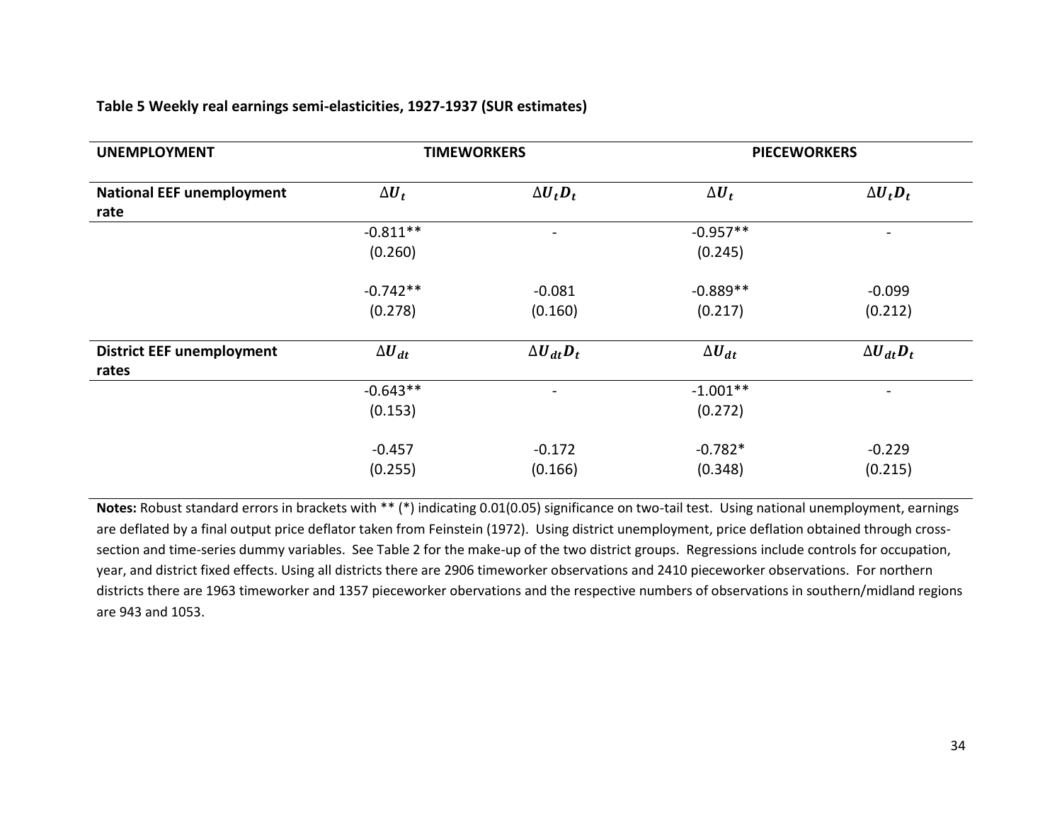**Table 5 Weekly real earnings semi-elasticities, 1927-1937 (SUR estimates)**

| UNEMPLOYMENT | TIMEWORKERS | | PIECEWORKERS | |
|---|---|---|---|---|
| **National EEF unemployment rate** | $\Delta U_t$ | $\Delta U_t D_t$ | $\Delta U_t$ | $\Delta U_t D_t$ |
| | -0.811** | - | -0.957** | - |
| | (0.260) | | (0.245) | |
| | -0.742** | -0.081 | -0.889** | -0.099 |
| | (0.278) | (0.160) | (0.217) | (0.212) |
| **District EEF unemployment rates** | $\Delta U_{dt}$ | $\Delta U_{dt} D_t$ | $\Delta U_{dt}$ | $\Delta U_{dt} D_t$ |
| | -0.643** | - | -1.001** | - |
| | (0.153) | | (0.272) | |
| | -0.457 | -0.172 | -0.782* | -0.229 |
| | (0.255) | (0.166) | (0.348) | (0.215) |

**Notes:** Robust standard errors in brackets with ** (*) indicating 0.01(0.05) significance on two-tail test. Using national unemployment, earnings are deflated by a final output price deflator taken from Feinstein (1972). Using district unemployment, price deflation obtained through cross-section and time-series dummy variables. See Table 2 for the make-up of the two district groups. Regressions include controls for occupation, year, and district fixed effects. Using all districts there are 2906 timeworker observations and 2410 pieceworker observations. For northern districts there are 1963 timeworker and 1357 pieceworker obervations and the respective numbers of observations in southern/midland regions are 943 and 1053.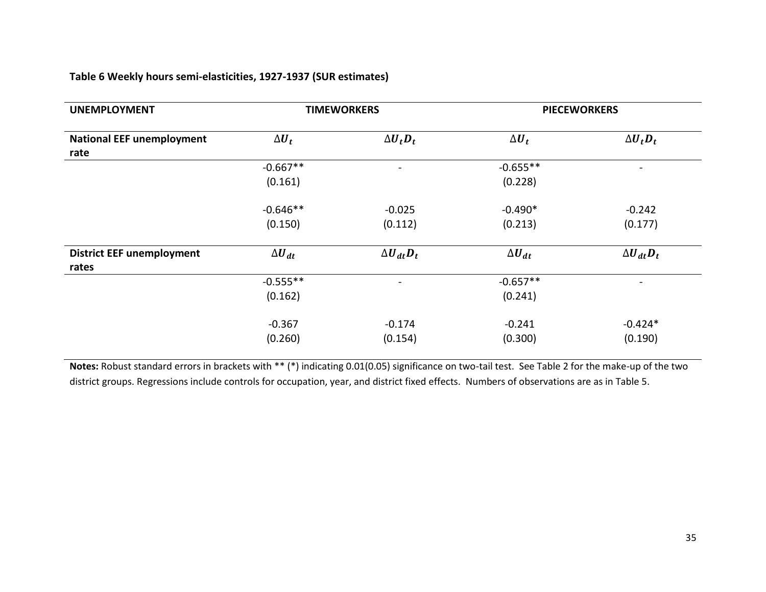**Table 6 Weekly hours semi-elasticities, 1927-1937 (SUR estimates)**

| UNEMPLOYMENT | TIMEWORKERS | | PIECEWORKERS | |
|---|---|---|---|---|
| **National EEF unemployment rate** | $\Delta U_t$ | $\Delta U_t D_t$ | $\Delta U_t$ | $\Delta U_t D_t$ |
| | -0.667** | - | -0.655** | - |
| | (0.161) | | (0.228) | |
| | -0.646** | -0.025 | -0.490* | -0.242 |
| | (0.150) | (0.112) | (0.213) | (0.177) |
| **District EEF unemployment rates** | $\Delta U_{dt}$ | $\Delta U_{dt} D_t$ | $\Delta U_{dt}$ | $\Delta U_{dt} D_t$ |
| | -0.555** | - | -0.657** | - |
| | (0.162) | | (0.241) | |
| | -0.367 | -0.174 | -0.241 | -0.424* |
| | (0.260) | (0.154) | (0.300) | (0.190) |

**Notes:** Robust standard errors in brackets with ** (*) indicating 0.01(0.05) significance on two-tail test. See Table 2 for the make-up of the two district groups. Regressions include controls for occupation, year, and district fixed effects. Numbers of observations are as in Table 5.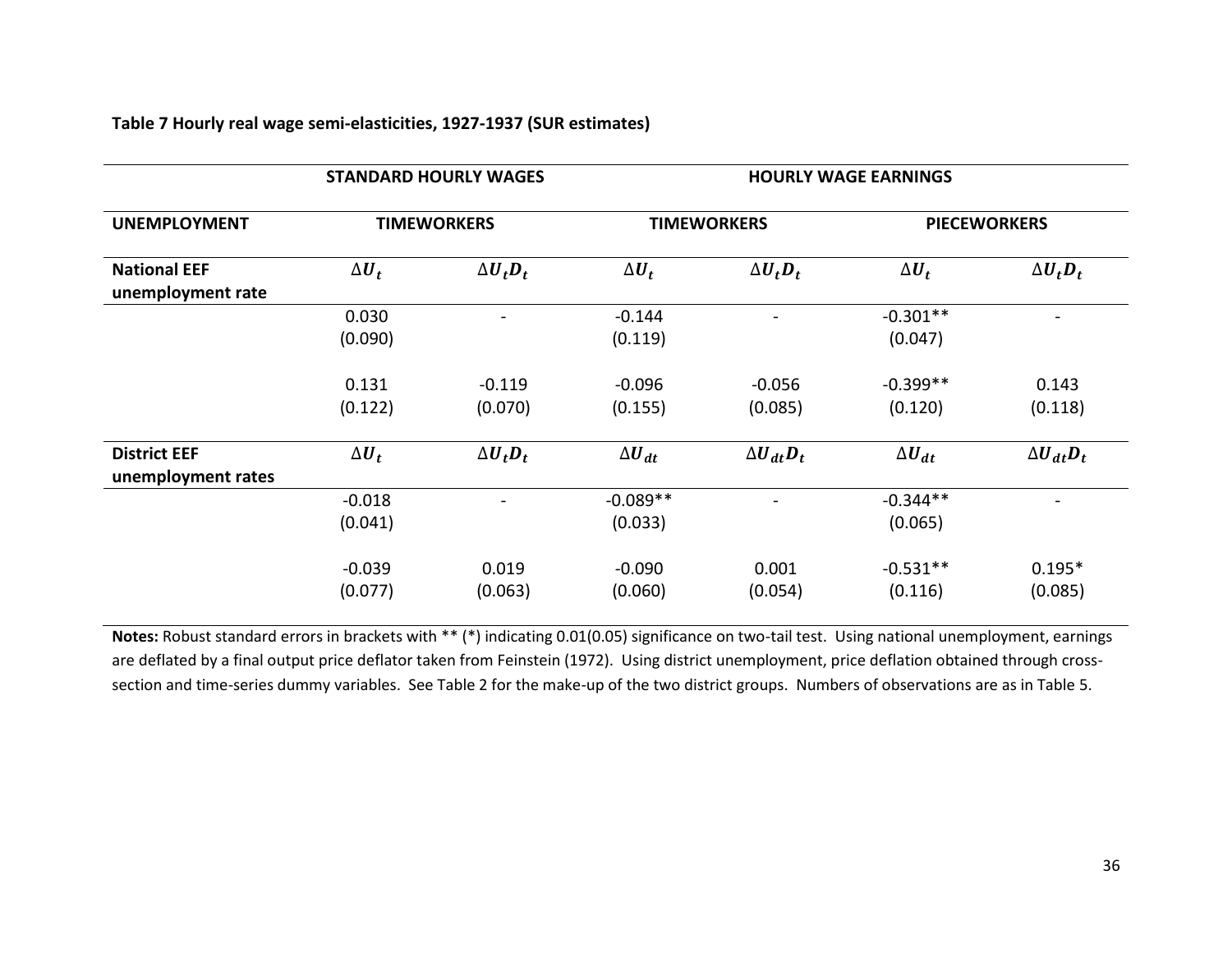**Table 7 Hourly real wage semi-elasticities, 1927-1937 (SUR estimates)**

| | STANDARD HOURLY WAGES | | HOURLY WAGE EARNINGS | | | |
|---|---|---|---|---|---|---|
| **UNEMPLOYMENT** | **TIMEWORKERS** | | **TIMEWORKERS** | | **PIECEWORKERS** | |
| **National EEF unemployment rate** | $\Delta U_t$ | $\Delta U_t D_t$ | $\Delta U_t$ | $\Delta U_t D_t$ | $\Delta U_t$ | $\Delta U_t D_t$ |
| | 0.030 | - | -0.144 | - | -0.301** | - |
| | (0.090) | | (0.119) | | (0.047) | |
| | 0.131 | -0.119 | -0.096 | -0.056 | -0.399** | 0.143 |
| | (0.122) | (0.070) | (0.155) | (0.085) | (0.120) | (0.118) |
| **District EEF unemployment rates** | $\Delta U_t$ | $\Delta U_t D_t$ | $\Delta U_{dt}$ | $\Delta U_{dt} D_t$ | $\Delta U_{dt}$ | $\Delta U_{dt} D_t$ |
| | -0.018 | - | -0.089** | - | -0.344** | - |
| | (0.041) | | (0.033) | | (0.065) | |
| | -0.039 | 0.019 | -0.090 | 0.001 | -0.531** | 0.195* |
| | (0.077) | (0.063) | (0.060) | (0.054) | (0.116) | (0.085) |

**Notes:** Robust standard errors in brackets with ** (*) indicating 0.01(0.05) significance on two-tail test. Using national unemployment, earnings are deflated by a final output price deflator taken from Feinstein (1972). Using district unemployment, price deflation obtained through cross-section and time-series dummy variables. See Table 2 for the make-up of the two district groups. Numbers of observations are as in Table 5.